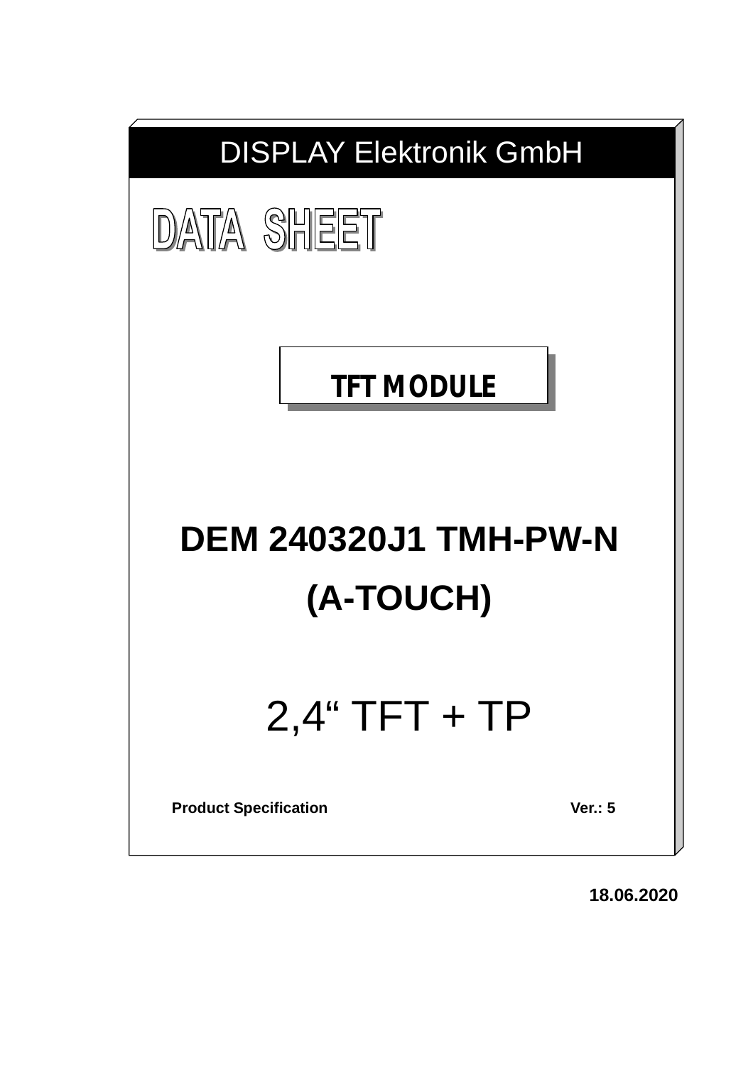# DISPLAY Elektronik GmbH

## DATA SHEET

**TFT MODULE**

# DEM 240320J1 TMH-PW-N (A-TOUCH)

## 2,4“ TFT + TP

**Product Specification** **Ver.: 5**

**18.06.2020**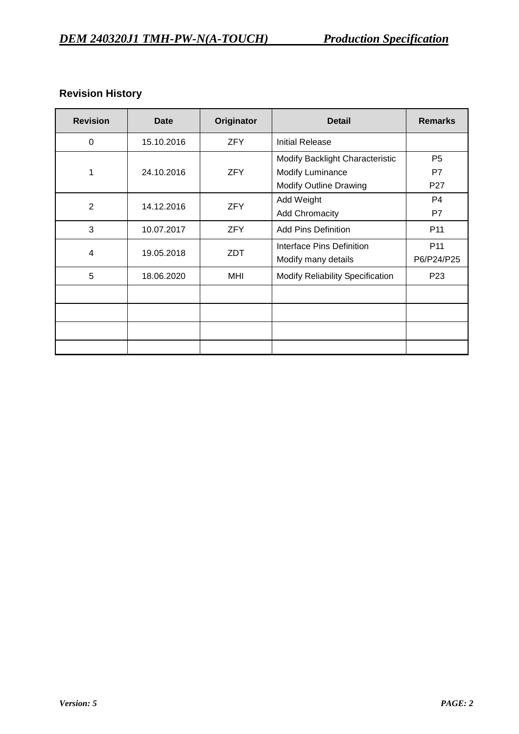## Revision History

| Revision | Date | Originator | Detail | Remarks |
|---|---|---|---|---|
| 0 | 15.10.2016 | ZFY | Initial Release | |
| 1 | 24.10.2016 | ZFY | Modify Backlight Characteristic<br>Modify Luminance<br>Modify Outline Drawing | P5<br>P7<br>P27 |
| 2 | 14.12.2016 | ZFY | Add Weight<br>Add Chromacity | P4<br>P7 |
| 3 | 10.07.2017 | ZFY | Add Pins Definition | P11 |
| 4 | 19.05.2018 | ZDT | Interface Pins Definition<br>Modify many details | P11<br>P6/P24/P25 |
| 5 | 18.06.2020 | MHI | Modify Reliability Specification | P23 |
| | | | | |
| | | | | |
| | | | | |
| | | | | |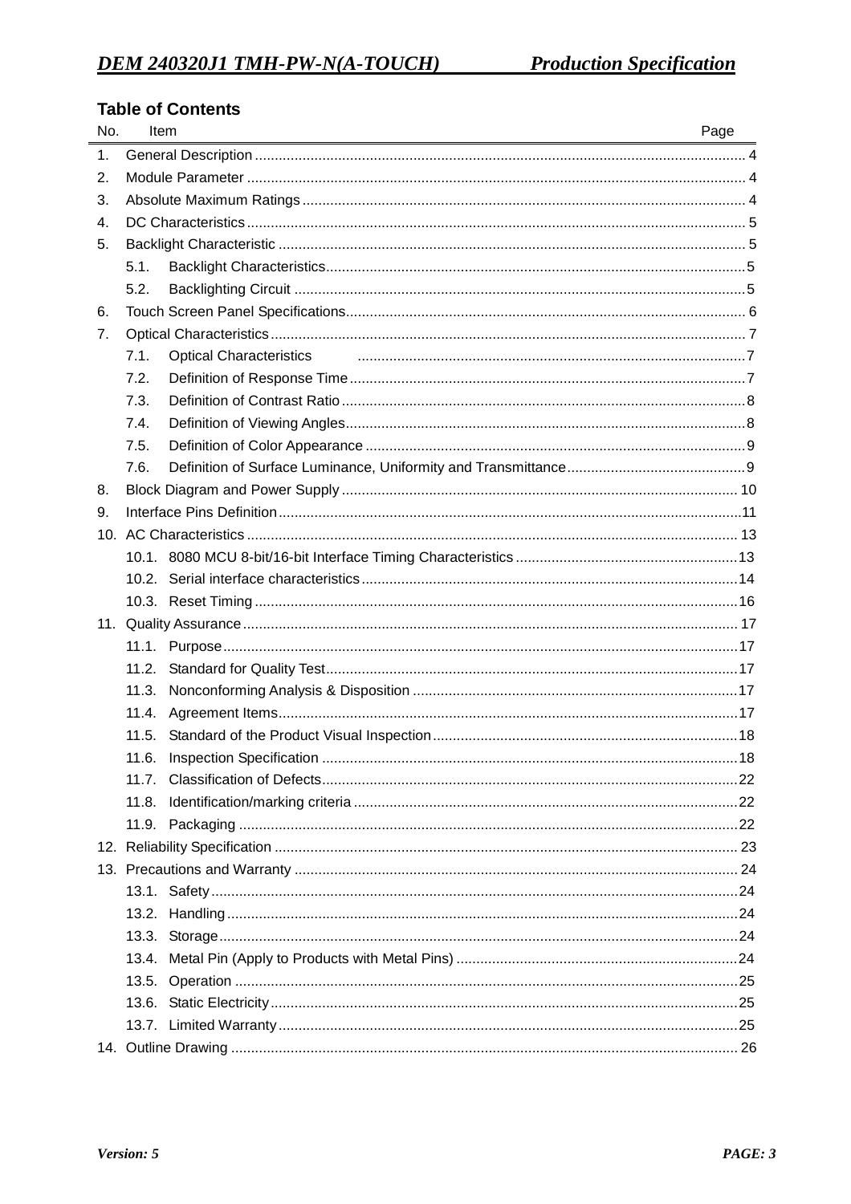## Table of Contents

| No. | Item | Page |
|---|---|---|
| 1. | General Description | 4 |
| 2. | Module Parameter | 4 |
| 3. | Absolute Maximum Ratings | 4 |
| 4. | DC Characteristics | 5 |
| 5. | Backlight Characteristic | 5 |
| | 5.1. Backlight Characteristics | 5 |
| | 5.2. Backlighting Circuit | 5 |
| 6. | Touch Screen Panel Specifications | 6 |
| 7. | Optical Characteristics | 7 |
| | 7.1. Optical Characteristics | 7 |
| | 7.2. Definition of Response Time | 7 |
| | 7.3. Definition of Contrast Ratio | 8 |
| | 7.4. Definition of Viewing Angles | 8 |
| | 7.5. Definition of Color Appearance | 9 |
| | 7.6. Definition of Surface Luminance, Uniformity and Transmittance | 9 |
| 8. | Block Diagram and Power Supply | 10 |
| 9. | Interface Pins Definition | 11 |
| 10. | AC Characteristics | 13 |
| | 10.1. 8080 MCU 8-bit/16-bit Interface Timing Characteristics | 13 |
| | 10.2. Serial interface characteristics | 14 |
| | 10.3. Reset Timing | 16 |
| 11. | Quality Assurance | 17 |
| | 11.1. Purpose | 17 |
| | 11.2. Standard for Quality Test | 17 |
| | 11.3. Nonconforming Analysis & Disposition | 17 |
| | 11.4. Agreement Items | 17 |
| | 11.5. Standard of the Product Visual Inspection | 18 |
| | 11.6. Inspection Specification | 18 |
| | 11.7. Classification of Defects | 22 |
| | 11.8. Identification/marking criteria | 22 |
| | 11.9. Packaging | 22 |
| 12. | Reliability Specification | 23 |
| 13. | Precautions and Warranty | 24 |
| | 13.1. Safety | 24 |
| | 13.2. Handling | 24 |
| | 13.3. Storage | 24 |
| | 13.4. Metal Pin (Apply to Products with Metal Pins) | 24 |
| | 13.5. Operation | 25 |
| | 13.6. Static Electricity | 25 |
| | 13.7. Limited Warranty | 25 |
| 14. | Outline Drawing | 26 |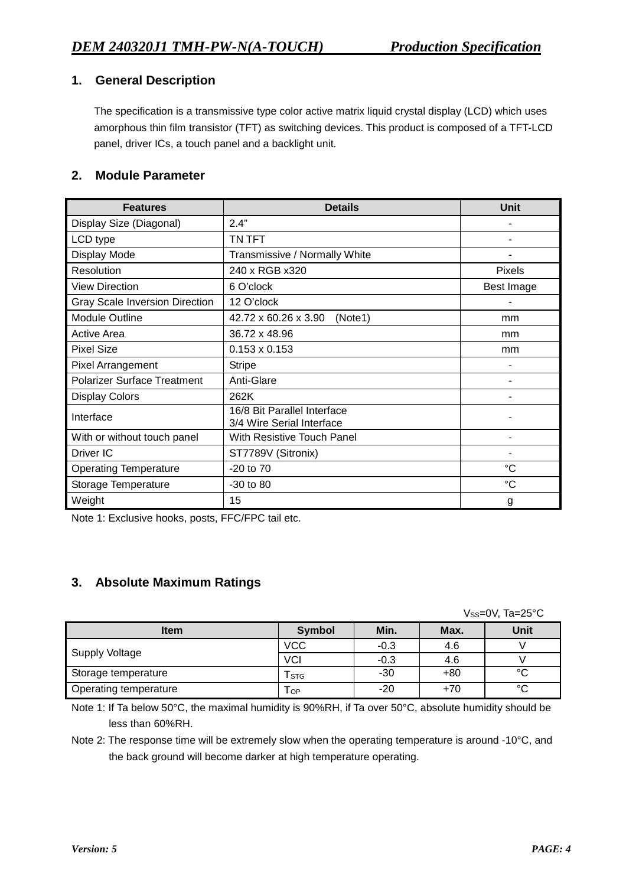## 1. General Description

The specification is a transmissive type color active matrix liquid crystal display (LCD) which uses amorphous thin film transistor (TFT) as switching devices. This product is composed of a TFT-LCD panel, driver ICs, a touch panel and a backlight unit.

## 2. Module Parameter

| Features | Details | Unit |
|---|---|---|
| Display Size (Diagonal) | 2.4” | - |
| LCD type | TN TFT | - |
| Display Mode | Transmissive / Normally White | - |
| Resolution | 240 x RGB x320 | Pixels |
| View Direction | 6 O’clock | Best Image |
| Gray Scale Inversion Direction | 12 O’clock | - |
| Module Outline | 42.72 x 60.26 x 3.90 (Note1) | mm |
| Active Area | 36.72 x 48.96 | mm |
| Pixel Size | 0.153 x 0.153 | mm |
| Pixel Arrangement | Stripe | - |
| Polarizer Surface Treatment | Anti-Glare | - |
| Display Colors | 262K | - |
| Interface | 16/8 Bit Parallel Interface<br>3/4 Wire Serial Interface | - |
| With or without touch panel | With Resistive Touch Panel | - |
| Driver IC | ST7789V (Sitronix) | - |
| Operating Temperature | -20 to 70 | °C |
| Storage Temperature | -30 to 80 | °C |
| Weight | 15 | g |

Note 1: Exclusive hooks, posts, FFC/FPC tail etc.

## 3. Absolute Maximum Ratings

$V_{SS}$=0V, Ta=25°C

| Item | Symbol | Min. | Max. | Unit |
|---|---|---|---|---|
| Supply Voltage | VCC | -0.3 | 4.6 | V |
| | VCI | -0.3 | 4.6 | V |
| Storage temperature | $T_{STG}$ | -30 | +80 | °C |
| Operating temperature | $T_{OP}$ | -20 | +70 | °C |

Note 1: If Ta below 50°C, the maximal humidity is 90%RH, if Ta over 50°C, absolute humidity should be less than 60%RH.

Note 2: The response time will be extremely slow when the operating temperature is around -10°C, and the back ground will become darker at high temperature operating.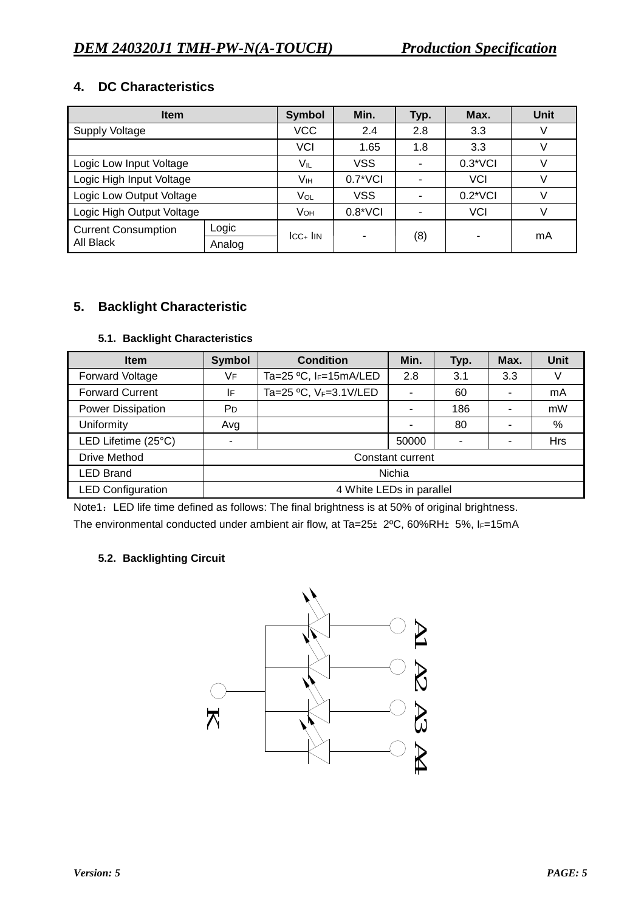## 4. DC Characteristics

| Item | | Symbol | Min. | Typ. | Max. | Unit |
|---|---|---|---|---|---|---|
| Supply Voltage | | VCC | 2.4 | 2.8 | 3.3 | V |
| | | VCI | 1.65 | 1.8 | 3.3 | V |
| Logic Low Input Voltage | | $V_{IL}$ | VSS | - | 0.3*VCI | V |
| Logic High Input Voltage | | $V_{IH}$ | 0.7*VCI | - | VCI | V |
| Logic Low Output Voltage | | $V_{OL}$ | VSS | - | 0.2*VCI | V |
| Logic High Output Voltage | | $V_{OH}$ | 0.8*VCI | - | VCI | V |
| Current Consumption All Black | Logic | $I_{CC}$+ $I_{IN}$ | - | (8) | - | mA |
| | Analog | | | | | |

## 5. Backlight Characteristic

### 5.1. Backlight Characteristics

| Item | Symbol | Condition | Min. | Typ. | Max. | Unit |
|---|---|---|---|---|---|---|
| Forward Voltage | $V_F$ | Ta=25 ºC, $I_F$=15mA/LED | 2.8 | 3.1 | 3.3 | V |
| Forward Current | $I_F$ | Ta=25 ºC, $V_F$=3.1V/LED | - | 60 | - | mA |
| Power Dissipation | $P_D$ | | - | 186 | - | mW |
| Uniformity | Avg | | - | 80 | - | % |
| LED Lifetime (25°C) | - | | 50000 | - | - | Hrs |
| Drive Method | Constant current | | | | | |
| LED Brand | Nichia | | | | | |
| LED Configuration | 4 White LEDs in parallel | | | | | |

Note1：LED life time defined as follows: The final brightness is at 50% of original brightness.
The environmental conducted under ambient air flow, at Ta=25± 2ºC, 60%RH± 5%, $I_F$=15mA

### 5.2. Backlighting Circuit

K A1 A2 A3 A4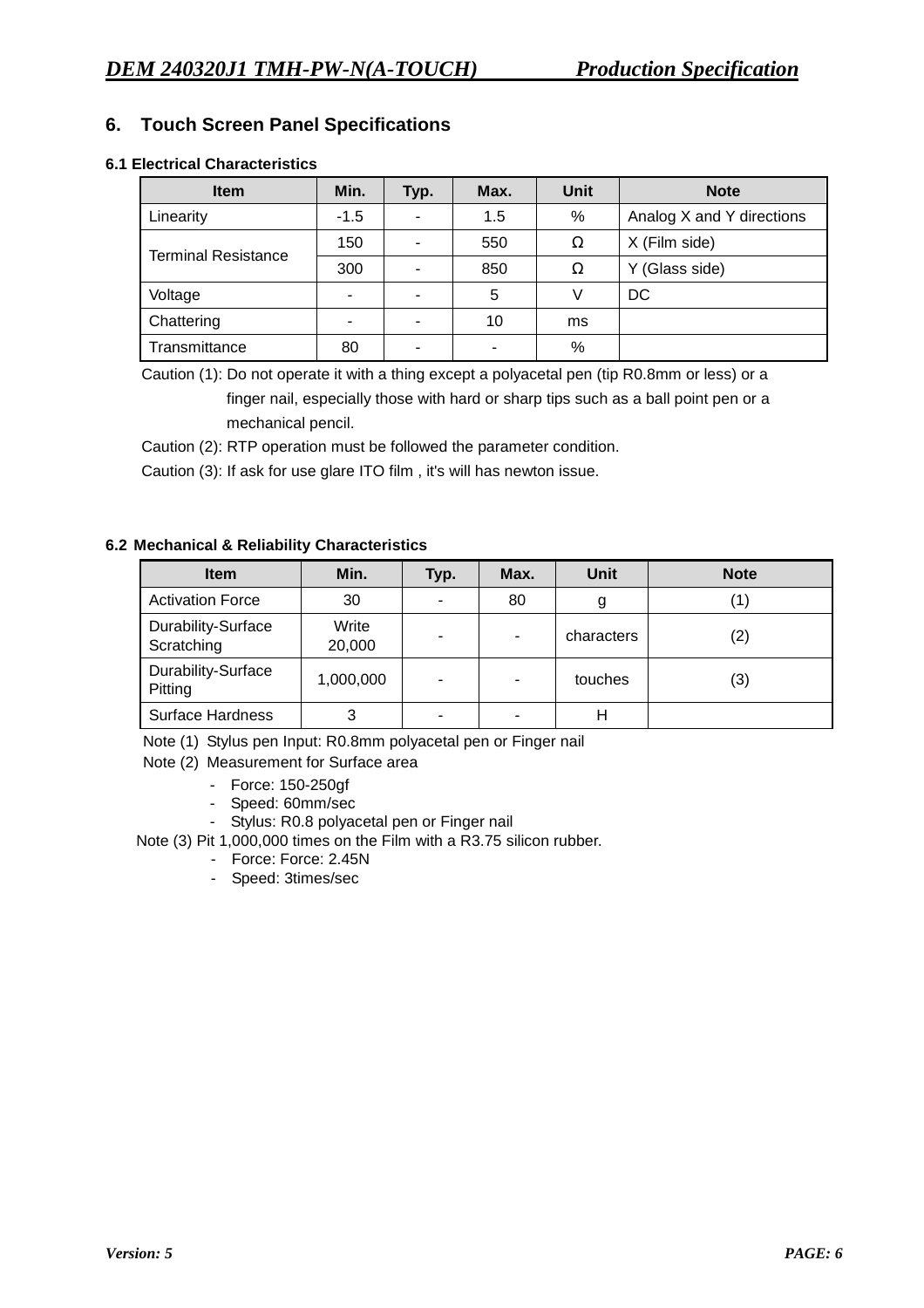## 6. Touch Screen Panel Specifications

### 6.1 Electrical Characteristics

| Item | Min. | Typ. | Max. | Unit | Note |
|---|---|---|---|---|---|
| Linearity | -1.5 | - | 1.5 | % | Analog X and Y directions |
| Terminal Resistance | 150 | - | 550 | Ω | X (Film side) |
| | 300 | - | 850 | Ω | Y (Glass side) |
| Voltage | - | - | 5 | V | DC |
| Chattering | - | - | 10 | ms | |
| Transmittance | 80 | - | - | % | |

Caution (1): Do not operate it with a thing except a polyacetal pen (tip R0.8mm or less) or a finger nail, especially those with hard or sharp tips such as a ball point pen or a mechanical pencil.

Caution (2): RTP operation must be followed the parameter condition.

Caution (3): If ask for use glare ITO film , it's will has newton issue.

### 6.2 Mechanical & Reliability Characteristics

| Item | Min. | Typ. | Max. | Unit | Note |
|---|---|---|---|---|---|
| Activation Force | 30 | - | 80 | g | (1) |
| Durability-Surface Scratching | Write 20,000 | - | - | characters | (2) |
| Durability-Surface Pitting | 1,000,000 | - | - | touches | (3) |
| Surface Hardness | 3 | - | - | H | |

Note (1) Stylus pen Input: R0.8mm polyacetal pen or Finger nail

Note (2) Measurement for Surface area

- Force: 150-250gf
- Speed: 60mm/sec
- Stylus: R0.8 polyacetal pen or Finger nail

Note (3) Pit 1,000,000 times on the Film with a R3.75 silicon rubber.

- Force: Force: 2.45N
- Speed: 3times/sec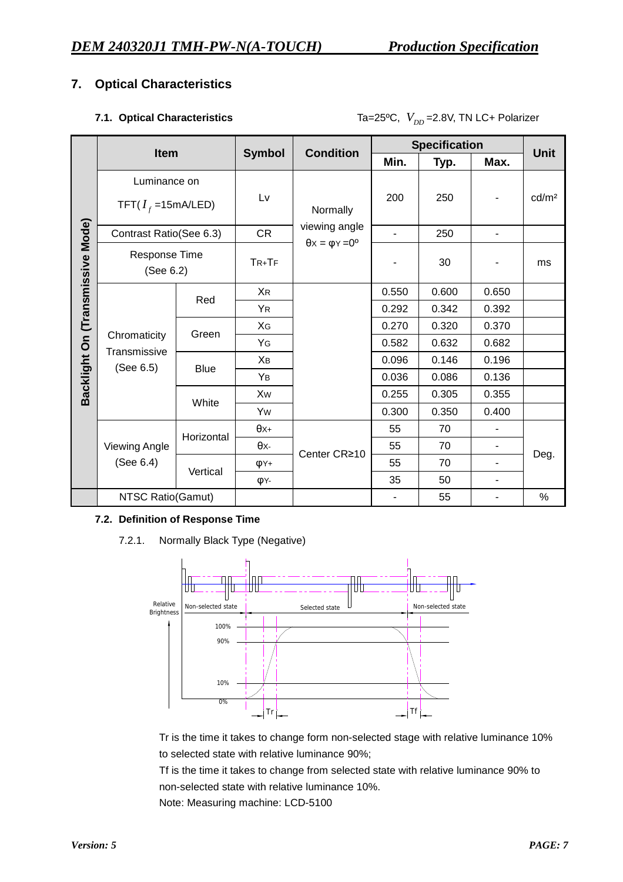## 7. Optical Characteristics

### 7.1. Optical Characteristics

Ta=25ºC, $V_{DD}$ =2.8V, TN LC+ Polarizer

| | Item | | Symbol | Condition | Specification | | | Unit |
|---|---|---|---|---|---|---|---|---|
| | | | | | Min. | Typ. | Max. | |
| Backlight On (Transmissive Mode) | Luminance on TFT( $I_f$ =15mA/LED) | | Lv | Normally viewing angle θX = φY =0º | 200 | 250 | - | cd/m² |
| | Contrast Ratio(See 6.3) | | CR | | - | 250 | - | |
| | Response Time (See 6.2) | | TR+TF | | - | 30 | - | ms |
| | Chromaticity Transmissive (See 6.5) | Red | XR | | 0.550 | 0.600 | 0.650 | |
| | | | YR | | 0.292 | 0.342 | 0.392 | |
| | | Green | XG | | 0.270 | 0.320 | 0.370 | |
| | | | YG | | 0.582 | 0.632 | 0.682 | |
| | | Blue | XB | | 0.096 | 0.146 | 0.196 | |
| | | | YB | | 0.036 | 0.086 | 0.136 | |
| | | White | XW | | 0.255 | 0.305 | 0.355 | |
| | | | YW | | 0.300 | 0.350 | 0.400 | |
| | Viewing Angle (See 6.4) | Horizontal | θX+ | Center CR≥10 | 55 | 70 | - | Deg. |
| | | | θX- | | 55 | 70 | - | |
| | | Vertical | φY+ | | 55 | 70 | - | |
| | | | φY- | | 35 | 50 | - | |
| | NTSC Ratio(Gamut) | | | | - | 55 | - | % |

### 7.2. Definition of Response Time

7.2.1. Normally Black Type (Negative)

Relative Brightness — Non-selected state / Selected state / Non-selected state — 100%, 90%, 10%, 0% — Tr, Tf

Tr is the time it takes to change form non-selected stage with relative luminance 10% to selected state with relative luminance 90%;

Tf is the time it takes to change from selected state with relative luminance 90% to non-selected state with relative luminance 10%.

Note: Measuring machine: LCD-5100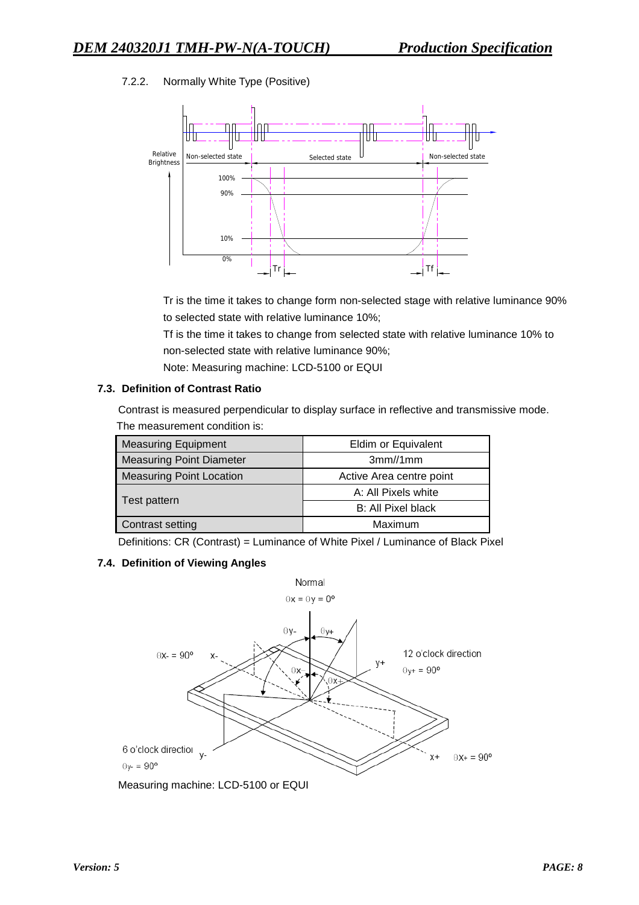7.2.2. Normally White Type (Positive)

Tr is the time it takes to change form non-selected stage with relative luminance 90% to selected state with relative luminance 10%;

Tf is the time it takes to change from selected state with relative luminance 10% to non-selected state with relative luminance 90%;

Note: Measuring machine: LCD-5100 or EQUI

### 7.3. Definition of Contrast Ratio

Contrast is measured perpendicular to display surface in reflective and transmissive mode.

The measurement condition is:

| Measuring Equipment | Eldim or Equivalent |
|---|---|
| Measuring Point Diameter | 3mm//1mm |
| Measuring Point Location | Active Area centre point |
| Test pattern | A: All Pixels white |
| | B: All Pixel black |
| Contrast setting | Maximum |

Definitions: CR (Contrast) = Luminance of White Pixel / Luminance of Black Pixel

### 7.4. Definition of Viewing Angles

Measuring machine: LCD-5100 or EQUI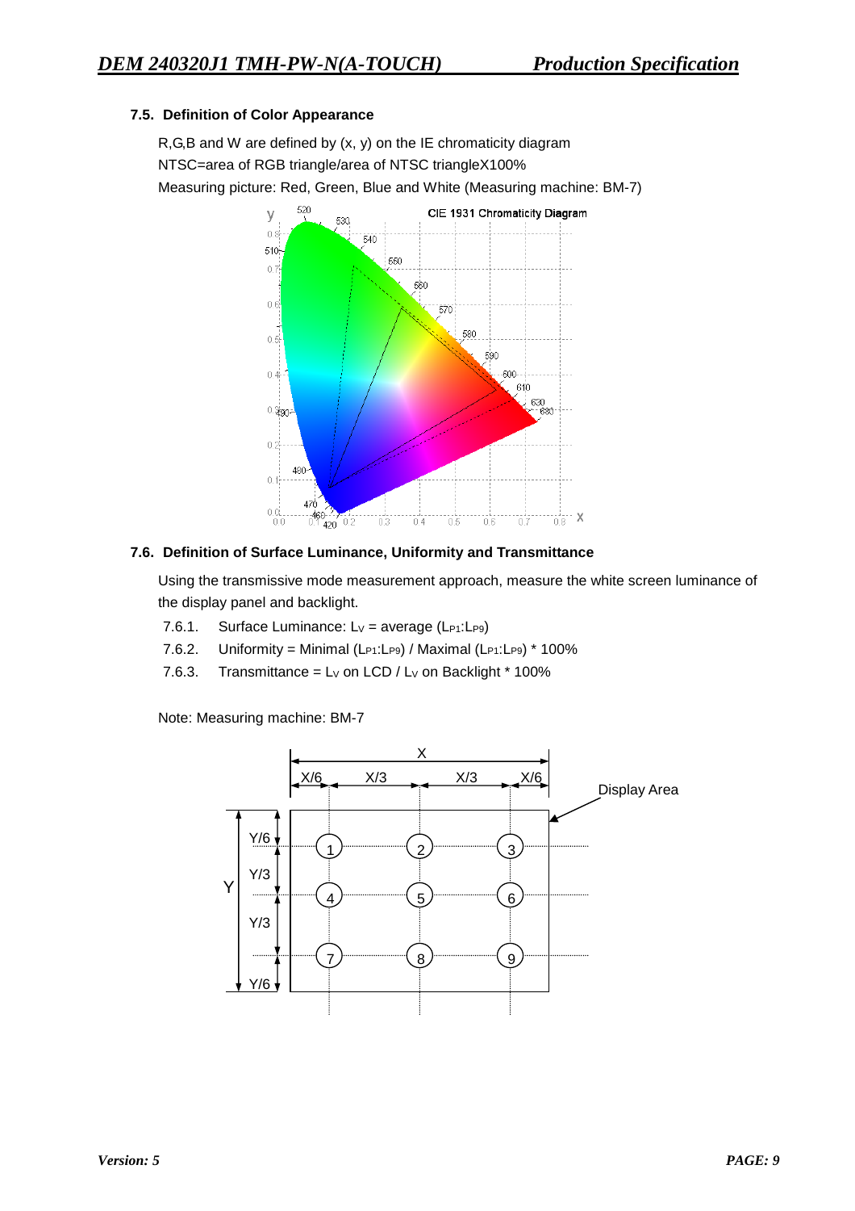### 7.5. Definition of Color Appearance

R,G,B and W are defined by (x, y) on the IE chromaticity diagram

NTSC=area of RGB triangle/area of NTSC triangleX100%

Measuring picture: Red, Green, Blue and White (Measuring machine: BM-7)

### 7.6. Definition of Surface Luminance, Uniformity and Transmittance

Using the transmissive mode measurement approach, measure the white screen luminance of the display panel and backlight.

7.6.1. Surface Luminance: $L_V$ = average ($L_{P1}$:$L_{P9}$)

7.6.2. Uniformity = Minimal ($L_{P1}$:$L_{P9}$) / Maximal ($L_{P1}$:$L_{P9}$) * 100%

7.6.3. Transmittance = $L_V$ on LCD / $L_V$ on Backlight * 100%

Note: Measuring machine: BM-7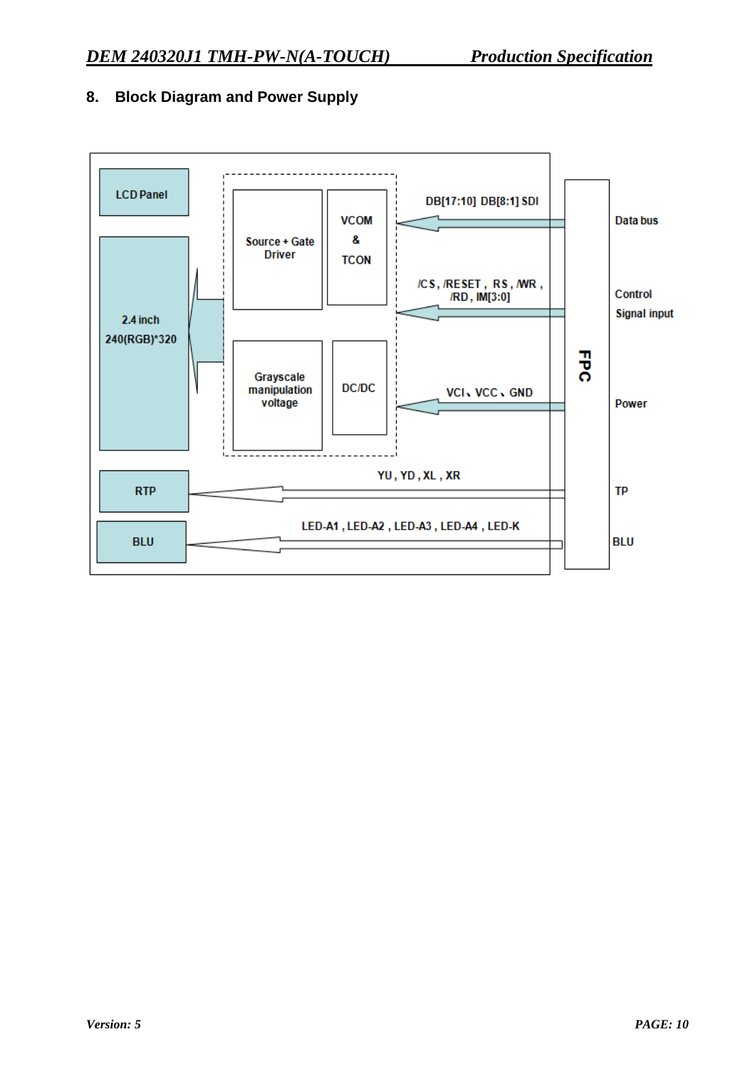## 8. Block Diagram and Power Supply

LCD Panel

2.4 inch
240(RGB)*320

Source + Gate
Driver

VCOM
&
TCON

Grayscale
manipulation
voltage

DC/DC

DB[17:10] DB[8:1] SDI

/CS , /RESET , RS , /WR ,
/RD , IM[3:0]

VCI、VCC、GND

YU , YD , XL , XR

LED-A1 , LED-A2 , LED-A3 , LED-A4 , LED-K

RTP

BLU

FPC

Data bus

Control
Signal input

Power

TP

BLU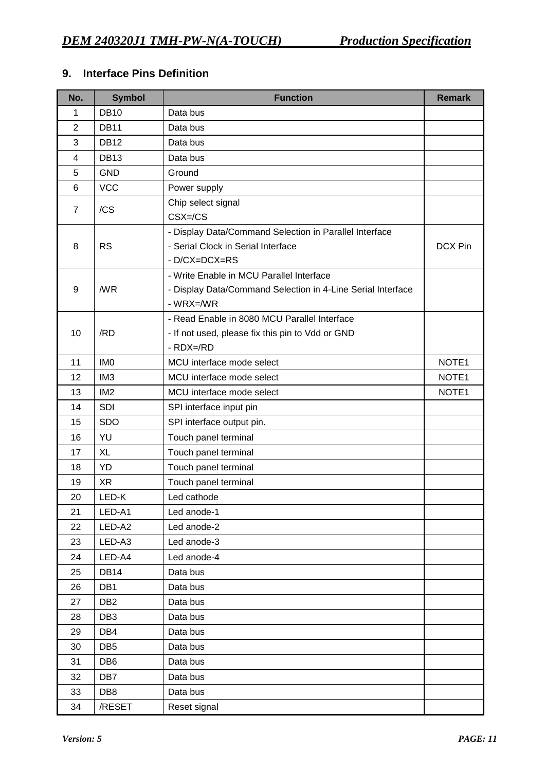## 9. Interface Pins Definition

| No. | Symbol | Function | Remark |
|---|---|---|---|
| 1 | DB10 | Data bus | |
| 2 | DB11 | Data bus | |
| 3 | DB12 | Data bus | |
| 4 | DB13 | Data bus | |
| 5 | GND | Ground | |
| 6 | VCC | Power supply | |
| 7 | /CS | Chip select signal<br>CSX=/CS | |
| 8 | RS | - Display Data/Command Selection in Parallel Interface<br>- Serial Clock in Serial Interface<br>- D/CX=DCX=RS | DCX Pin |
| 9 | /WR | - Write Enable in MCU Parallel Interface<br>- Display Data/Command Selection in 4-Line Serial Interface<br>- WRX=/WR | |
| 10 | /RD | - Read Enable in 8080 MCU Parallel Interface<br>- If not used, please fix this pin to Vdd or GND<br>- RDX=/RD | |
| 11 | IM0 | MCU interface mode select | NOTE1 |
| 12 | IM3 | MCU interface mode select | NOTE1 |
| 13 | IM2 | MCU interface mode select | NOTE1 |
| 14 | SDI | SPI interface input pin | |
| 15 | SDO | SPI interface output pin. | |
| 16 | YU | Touch panel terminal | |
| 17 | XL | Touch panel terminal | |
| 18 | YD | Touch panel terminal | |
| 19 | XR | Touch panel terminal | |
| 20 | LED-K | Led cathode | |
| 21 | LED-A1 | Led anode-1 | |
| 22 | LED-A2 | Led anode-2 | |
| 23 | LED-A3 | Led anode-3 | |
| 24 | LED-A4 | Led anode-4 | |
| 25 | DB14 | Data bus | |
| 26 | DB1 | Data bus | |
| 27 | DB2 | Data bus | |
| 28 | DB3 | Data bus | |
| 29 | DB4 | Data bus | |
| 30 | DB5 | Data bus | |
| 31 | DB6 | Data bus | |
| 32 | DB7 | Data bus | |
| 33 | DB8 | Data bus | |
| 34 | /RESET | Reset signal | |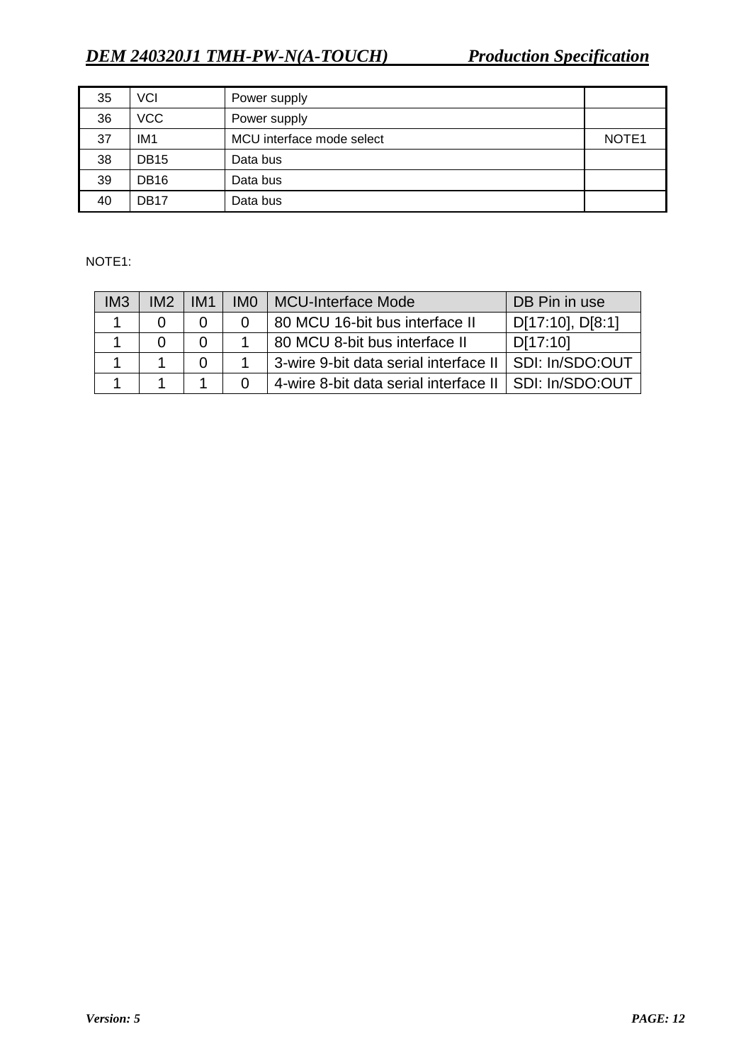| 35 | VCI | Power supply | |
|---|---|---|---|
| 36 | VCC | Power supply | |
| 37 | IM1 | MCU interface mode select | NOTE1 |
| 38 | DB15 | Data bus | |
| 39 | DB16 | Data bus | |
| 40 | DB17 | Data bus | |

NOTE1:

| IM3 | IM2 | IM1 | IM0 | MCU-Interface Mode | DB Pin in use |
|---|---|---|---|---|---|
| 1 | 0 | 0 | 0 | 80 MCU 16-bit bus interface II | D[17:10], D[8:1] |
| 1 | 0 | 0 | 1 | 80 MCU 8-bit bus interface II | D[17:10] |
| 1 | 1 | 0 | 1 | 3-wire 9-bit data serial interface II | SDI: In/SDO:OUT |
| 1 | 1 | 1 | 0 | 4-wire 8-bit data serial interface II | SDI: In/SDO:OUT |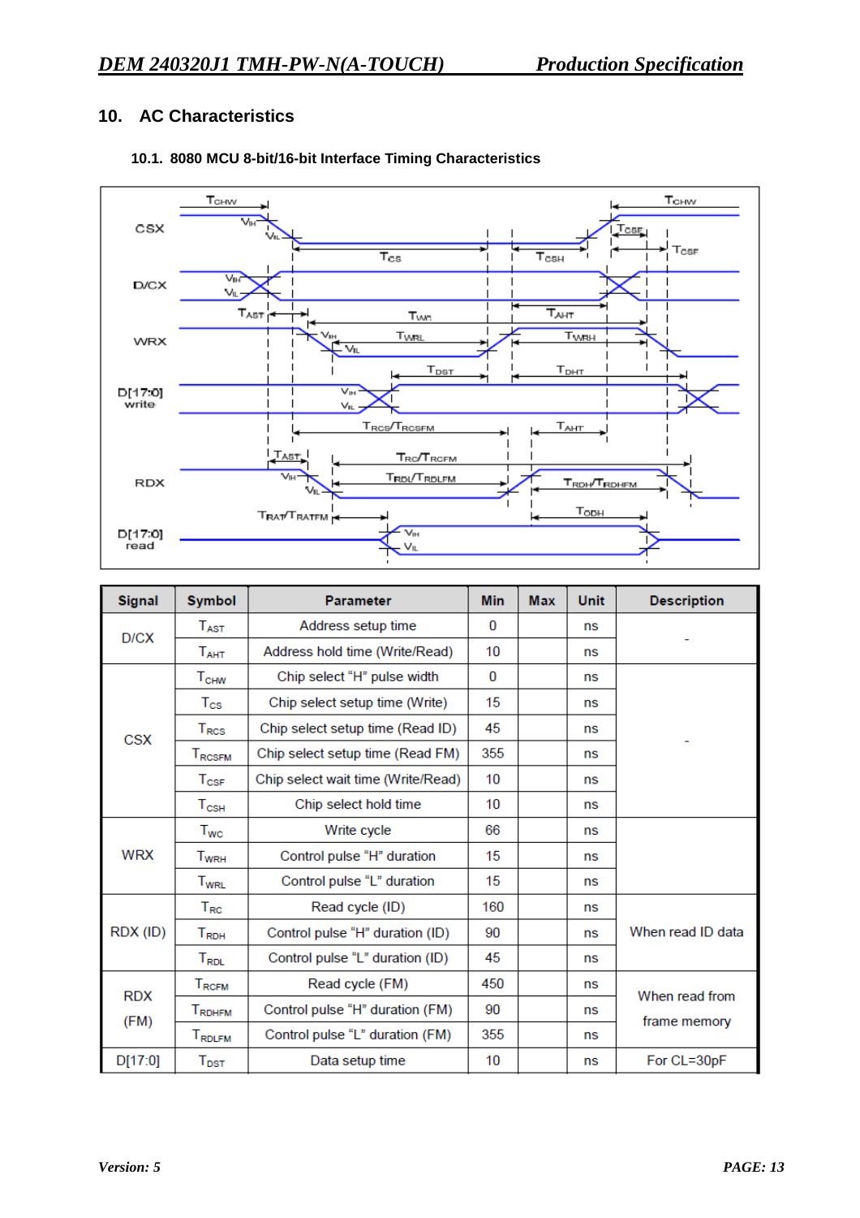## 10. AC Characteristics

### 10.1. 8080 MCU 8-bit/16-bit Interface Timing Characteristics

| Signal | Symbol | Parameter | Min | Max | Unit | Description |
|---|---|---|---|---|---|---|
| D/CX | $T_{AST}$ | Address setup time | 0 | | ns | - |
| | $T_{AHT}$ | Address hold time (Write/Read) | 10 | | ns | |
| CSX | $T_{CHW}$ | Chip select "H" pulse width | 0 | | ns | - |
| | $T_{CS}$ | Chip select setup time (Write) | 15 | | ns | |
| | $T_{RCS}$ | Chip select setup time (Read ID) | 45 | | ns | |
| | $T_{RCSFM}$ | Chip select setup time (Read FM) | 355 | | ns | |
| | $T_{CSF}$ | Chip select wait time (Write/Read) | 10 | | ns | |
| | $T_{CSH}$ | Chip select hold time | 10 | | ns | |
| WRX | $T_{WC}$ | Write cycle | 66 | | ns | |
| | $T_{WRH}$ | Control pulse "H" duration | 15 | | ns | |
| | $T_{WRL}$ | Control pulse "L" duration | 15 | | ns | |
| RDX (ID) | $T_{RC}$ | Read cycle (ID) | 160 | | ns | When read ID data |
| | $T_{RDH}$ | Control pulse "H" duration (ID) | 90 | | ns | |
| | $T_{RDL}$ | Control pulse "L" duration (ID) | 45 | | ns | |
| RDX (FM) | $T_{RCFM}$ | Read cycle (FM) | 450 | | ns | When read from frame memory |
| | $T_{RDHFM}$ | Control pulse "H" duration (FM) | 90 | | ns | |
| | $T_{RDLFM}$ | Control pulse "L" duration (FM) | 355 | | ns | |
| D[17:0] | $T_{DST}$ | Data setup time | 10 | | ns | For CL=30pF |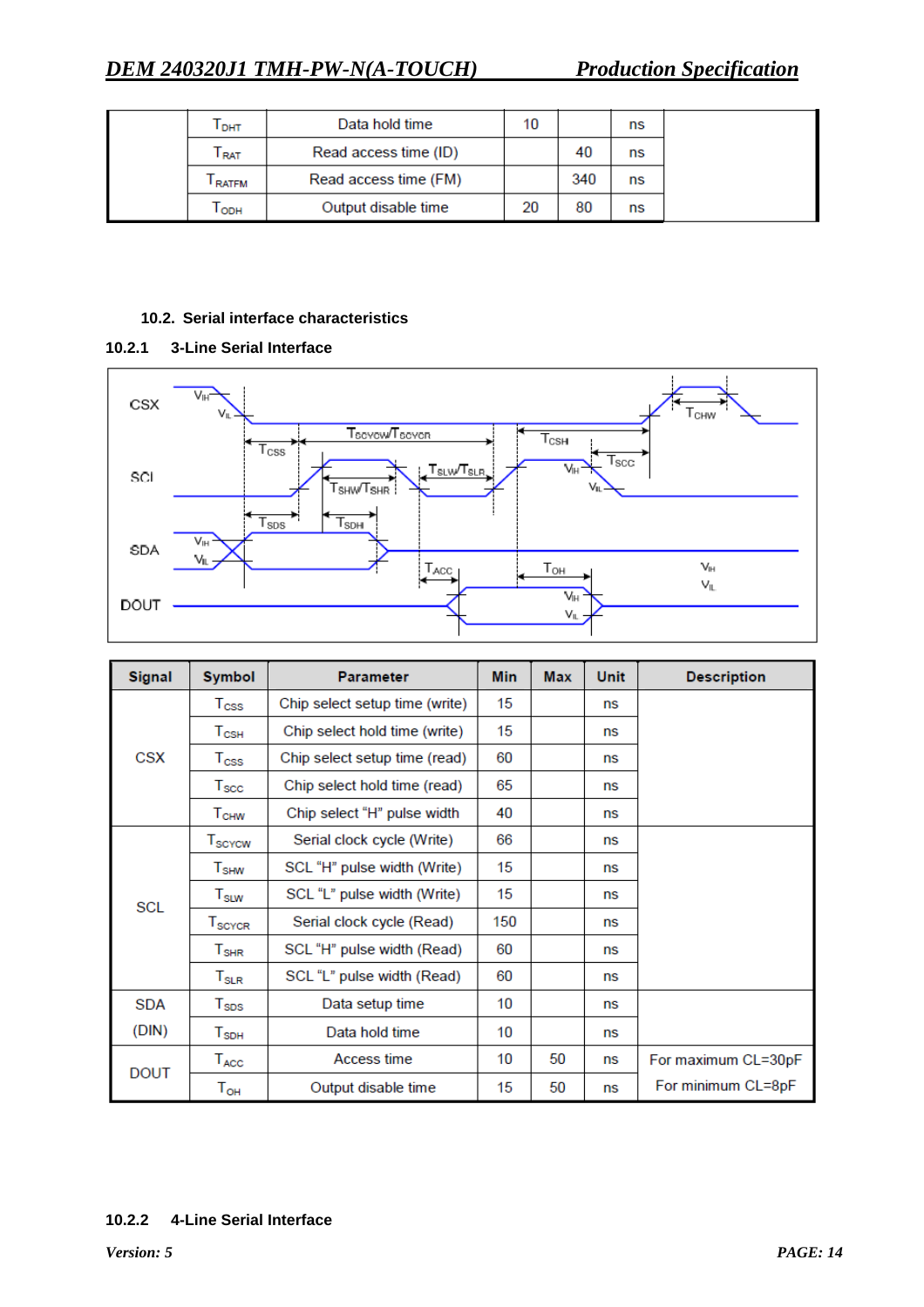| | $T_{DHT}$ | Data hold time | 10 | | ns | |
|---|---|---|---|---|---|---|
| | $T_{RAT}$ | Read access time (ID) | | 40 | ns | |
| | $T_{RATFM}$ | Read access time (FM) | | 340 | ns | |
| | $T_{ODH}$ | Output disable time | 20 | 80 | ns | |

### 10.2. Serial interface characteristics

#### 10.2.1 3-Line Serial Interface

| Signal | Symbol | Parameter | Min | Max | Unit | Description |
|---|---|---|---|---|---|---|
| CSX | $T_{CSS}$ | Chip select setup time (write) | 15 | | ns | |
| | $T_{CSH}$ | Chip select hold time (write) | 15 | | ns | |
| | $T_{CSS}$ | Chip select setup time (read) | 60 | | ns | |
| | $T_{SCC}$ | Chip select hold time (read) | 65 | | ns | |
| | $T_{CHW}$ | Chip select "H" pulse width | 40 | | ns | |
| SCL | $T_{SCYCW}$ | Serial clock cycle (Write) | 66 | | ns | |
| | $T_{SHW}$ | SCL "H" pulse width (Write) | 15 | | ns | |
| | $T_{SLW}$ | SCL "L" pulse width (Write) | 15 | | ns | |
| | $T_{SCYCR}$ | Serial clock cycle (Read) | 150 | | ns | |
| | $T_{SHR}$ | SCL "H" pulse width (Read) | 60 | | ns | |
| | $T_{SLR}$ | SCL "L" pulse width (Read) | 60 | | ns | |
| SDA (DIN) | $T_{SDS}$ | Data setup time | 10 | | ns | |
| | $T_{SDH}$ | Data hold time | 10 | | ns | |
| DOUT | $T_{ACC}$ | Access time | 10 | 50 | ns | For maximum CL=30pF |
| | $T_{OH}$ | Output disable time | 15 | 50 | ns | For minimum CL=8pF |

#### 10.2.2 4-Line Serial Interface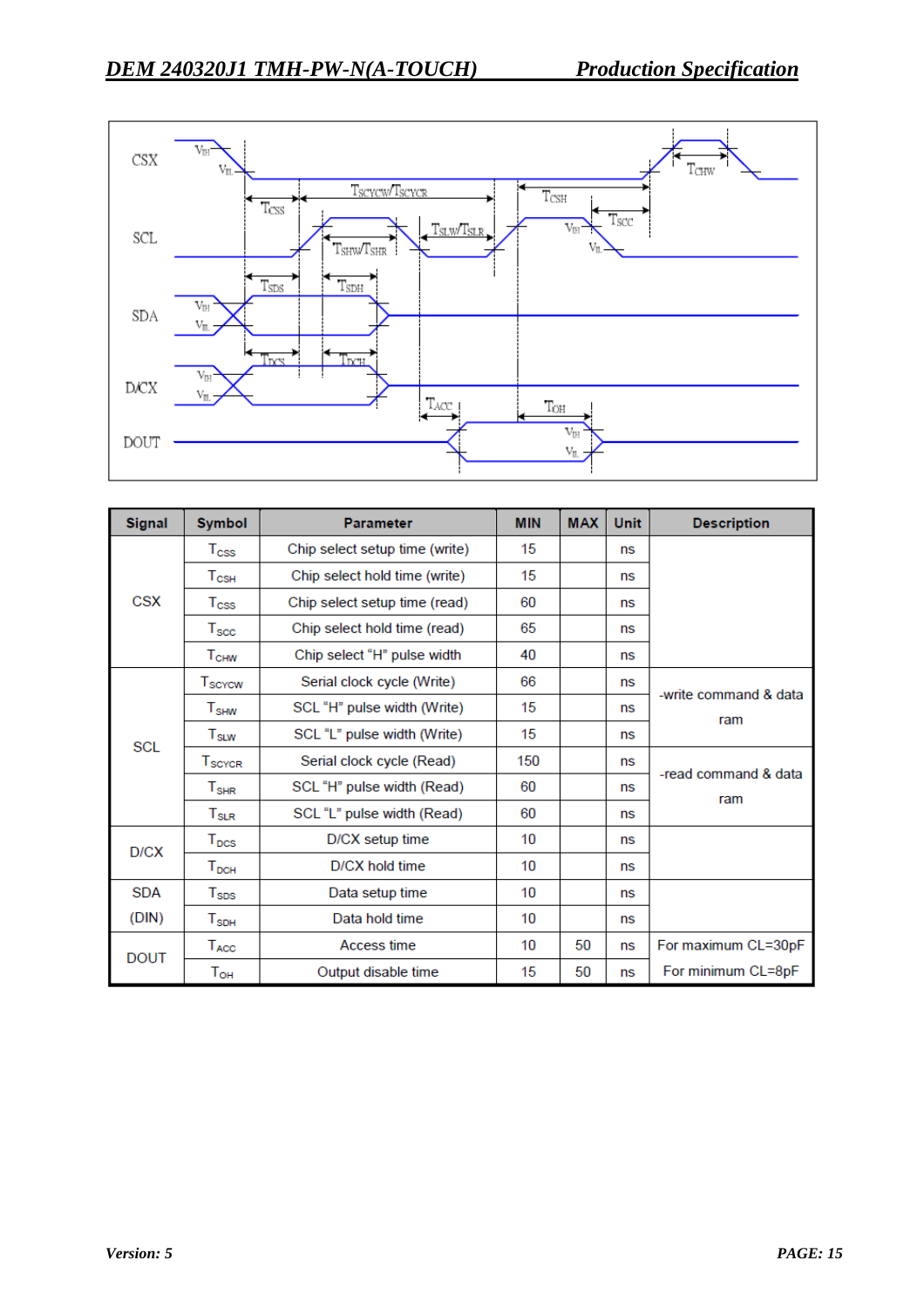| Signal | Symbol | Parameter | MIN | MAX | Unit | Description |
|---|---|---|---|---|---|---|
| CSX | $T_{CSS}$ | Chip select setup time (write) | 15 | | ns | |
| | $T_{CSH}$ | Chip select hold time (write) | 15 | | ns | |
| | $T_{CSS}$ | Chip select setup time (read) | 60 | | ns | |
| | $T_{SCC}$ | Chip select hold time (read) | 65 | | ns | |
| | $T_{CHW}$ | Chip select "H" pulse width | 40 | | ns | |
| SCL | $T_{SCYCW}$ | Serial clock cycle (Write) | 66 | | ns | -write command & data ram |
| | $T_{SHW}$ | SCL "H" pulse width (Write) | 15 | | ns | |
| | $T_{SLW}$ | SCL "L" pulse width (Write) | 15 | | ns | |
| | $T_{SCYCR}$ | Serial clock cycle (Read) | 150 | | ns | -read command & data ram |
| | $T_{SHR}$ | SCL "H" pulse width (Read) | 60 | | ns | |
| | $T_{SLR}$ | SCL "L" pulse width (Read) | 60 | | ns | |
| D/CX | $T_{DCS}$ | D/CX setup time | 10 | | ns | |
| | $T_{DCH}$ | D/CX hold time | 10 | | ns | |
| SDA (DIN) | $T_{SDS}$ | Data setup time | 10 | | ns | |
| | $T_{SDH}$ | Data hold time | 10 | | ns | |
| DOUT | $T_{ACC}$ | Access time | 10 | 50 | ns | For maximum CL=30pF |
| | $T_{OH}$ | Output disable time | 15 | 50 | ns | For minimum CL=8pF |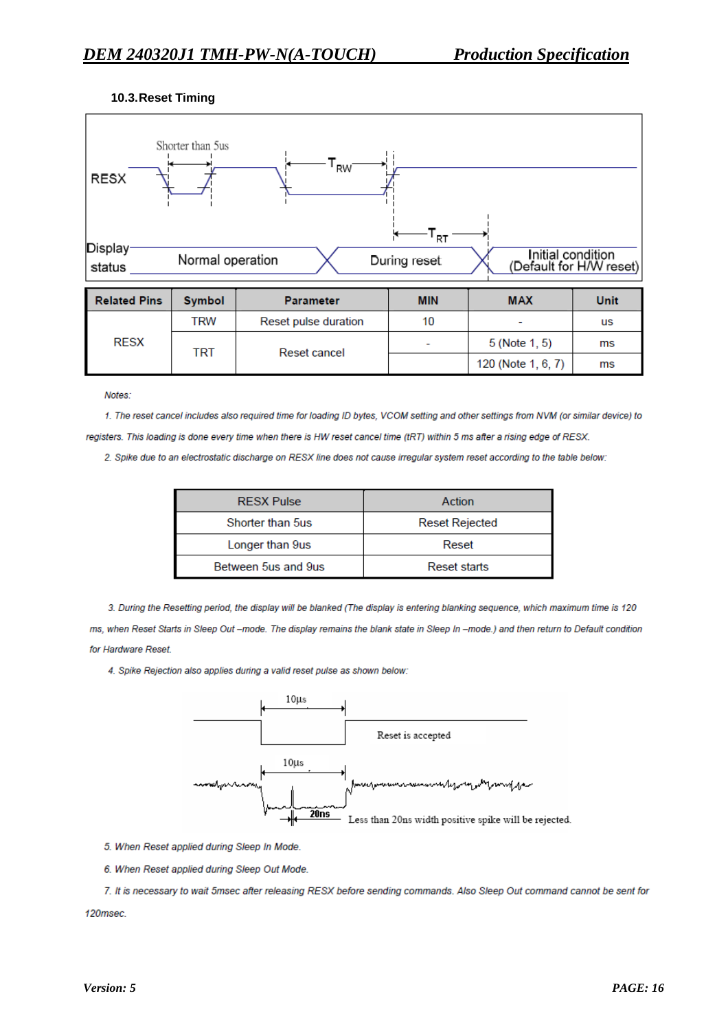### 10.3.Reset Timing

| Related Pins | Symbol | Parameter | MIN | MAX | Unit |
|---|---|---|---|---|---|
| RESX | TRW | Reset pulse duration | 10 | - | us |
| | TRT | Reset cancel | - | 5 (Note 1, 5) | ms |
| | | | | 120 (Note 1, 6, 7) | ms |

*Notes:*

*1. The reset cancel includes also required time for loading ID bytes, VCOM setting and other settings from NVM (or similar device) to registers. This loading is done every time when there is HW reset cancel time (tRT) within 5 ms after a rising edge of RESX.*

*2. Spike due to an electrostatic discharge on RESX line does not cause irregular system reset according to the table below:*

| RESX Pulse | Action |
|---|---|
| Shorter than 5us | Reset Rejected |
| Longer than 9us | Reset |
| Between 5us and 9us | Reset starts |

*3. During the Resetting period, the display will be blanked (The display is entering blanking sequence, which maximum time is 120 ms, when Reset Starts in Sleep Out –mode. The display remains the blank state in Sleep In –mode.) and then return to Default condition for Hardware Reset.*

*4. Spike Rejection also applies during a valid reset pulse as shown below:*

*5. When Reset applied during Sleep In Mode.*

*6. When Reset applied during Sleep Out Mode.*

*7. It is necessary to wait 5msec after releasing RESX before sending commands. Also Sleep Out command cannot be sent for 120msec.*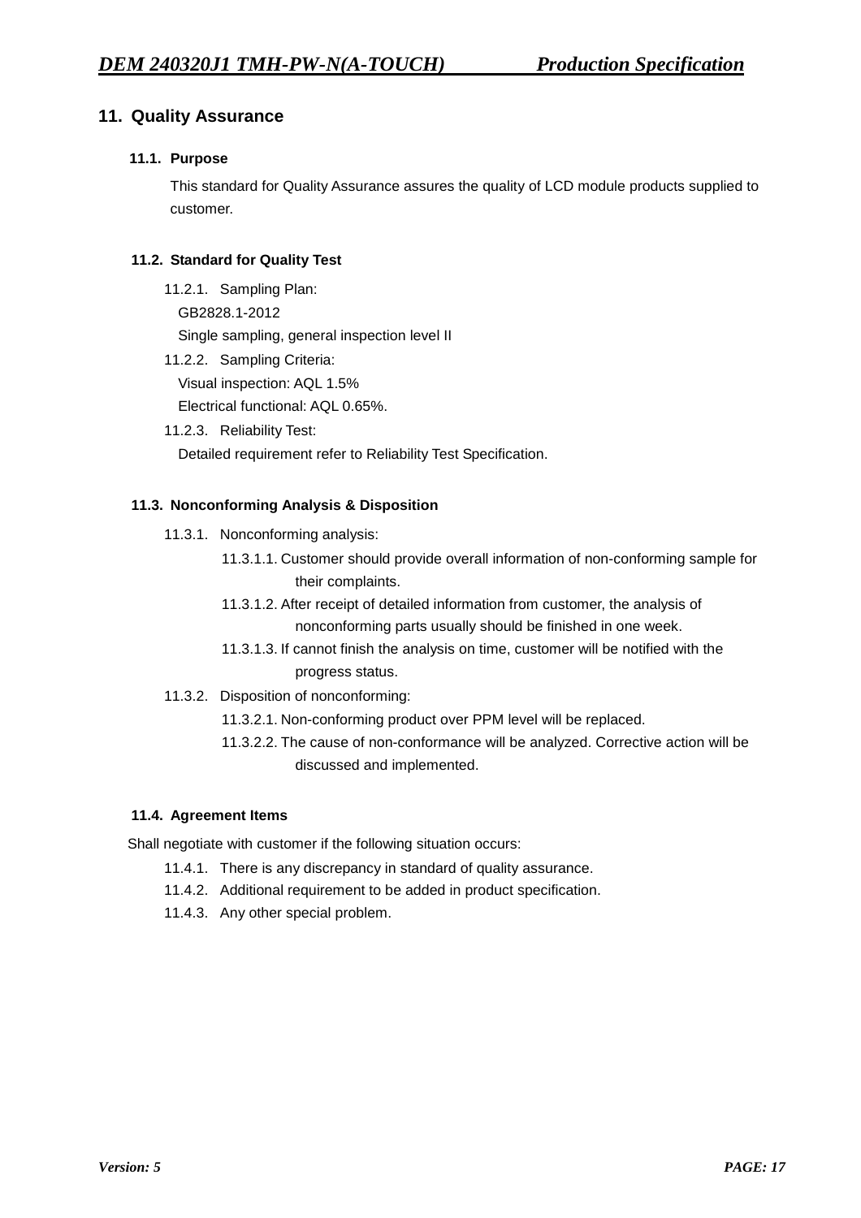## 11. Quality Assurance

### 11.1. Purpose

This standard for Quality Assurance assures the quality of LCD module products supplied to customer.

### 11.2. Standard for Quality Test

11.2.1. Sampling Plan:
GB2828.1-2012
Single sampling, general inspection level II

11.2.2. Sampling Criteria:
Visual inspection: AQL 1.5%
Electrical functional: AQL 0.65%.

11.2.3. Reliability Test:
Detailed requirement refer to Reliability Test Specification.

### 11.3. Nonconforming Analysis & Disposition

11.3.1. Nonconforming analysis:

11.3.1.1. Customer should provide overall information of non-conforming sample for their complaints.

11.3.1.2. After receipt of detailed information from customer, the analysis of nonconforming parts usually should be finished in one week.

11.3.1.3. If cannot finish the analysis on time, customer will be notified with the progress status.

11.3.2. Disposition of nonconforming:

11.3.2.1. Non-conforming product over PPM level will be replaced.

11.3.2.2. The cause of non-conformance will be analyzed. Corrective action will be discussed and implemented.

### 11.4. Agreement Items

Shall negotiate with customer if the following situation occurs:

11.4.1. There is any discrepancy in standard of quality assurance.

11.4.2. Additional requirement to be added in product specification.

11.4.3. Any other special problem.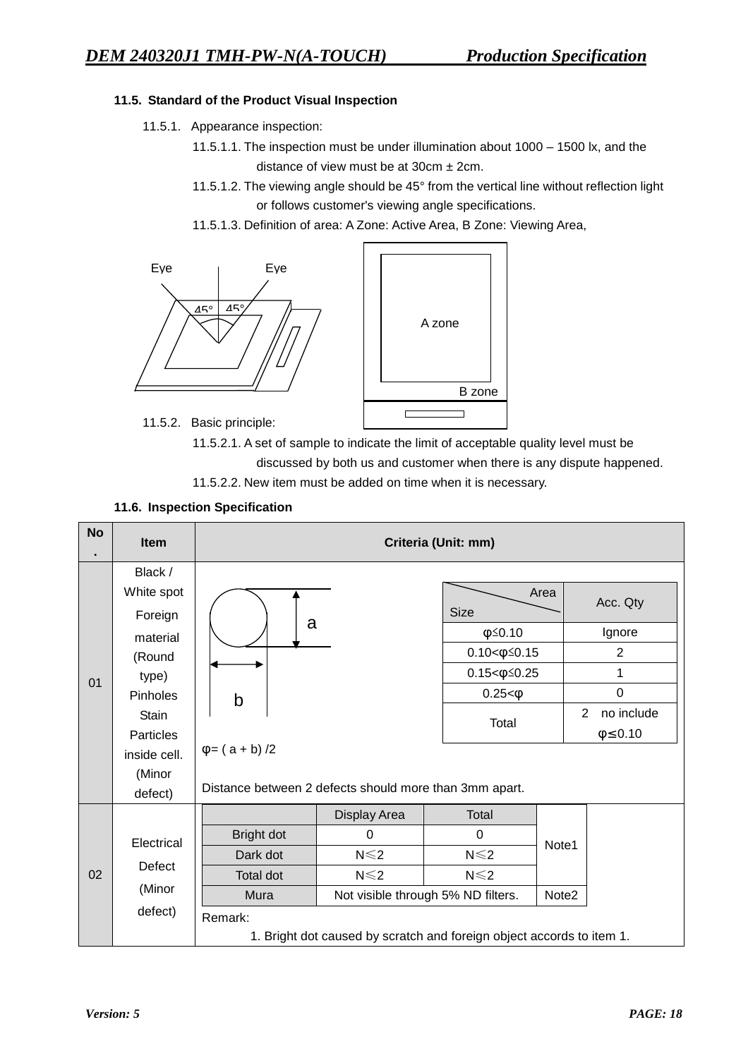## 11.5. Standard of the Product Visual Inspection

11.5.1. Appearance inspection:

11.5.1.1. The inspection must be under illumination about 1000 – 1500 lx, and the distance of view must be at 30cm ± 2cm.

11.5.1.2. The viewing angle should be 45° from the vertical line without reflection light or follows customer's viewing angle specifications.

11.5.1.3. Definition of area: A Zone: Active Area, B Zone: Viewing Area,

Eye Eye 45° 45°

A zone

B zone

11.5.2. Basic principle:

11.5.2.1. A set of sample to indicate the limit of acceptable quality level must be discussed by both us and customer when there is any dispute happened.

11.5.2.2. New item must be added on time when it is necessary.

## 11.6. Inspection Specification

| No. | Item | Criteria (Unit: mm) |
|---|---|---|
| 01 | Black / White spot<br>Foreign material<br>(Round type)<br>Pinholes<br>Stain<br>Particles inside cell.<br>(Minor defect) | a, b<br><br>φ= ( a + b) /2<br><br>Distance between 2 defects should more than 3mm apart. |
| 02 | Electrical Defect<br>(Minor defect) | Remark:<br>1. Bright dot caused by scratch and foreign object accords to item 1. |

Item 01 criteria:

| Size \ Area | Acc. Qty |
|---|---|
| φ≤0.10 | Ignore |
| 0.10<φ≤0.15 | 2 |
| 0.15<φ≤0.25 | 1 |
| 0.25<φ | 0 |
| Total | 2 no include φ≤0.10 |

Item 02 criteria:

| | Display Area | Total | |
|---|---|---|---|
| Bright dot | 0 | 0 | Note1 |
| Dark dot | N≤2 | N≤2 | |
| Total dot | N≤2 | N≤2 | |
| Mura | Not visible through 5% ND filters. | | Note2 |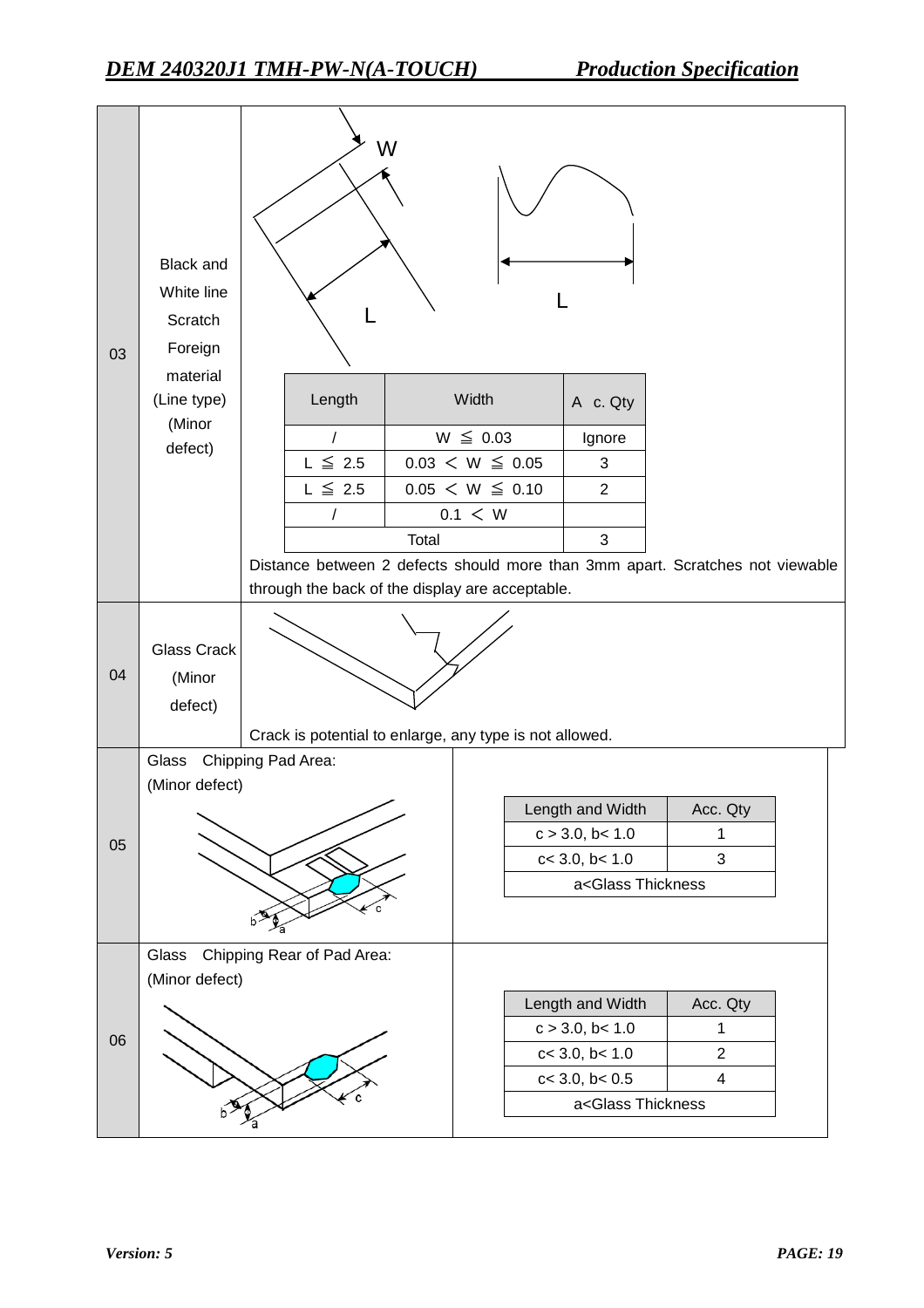| No. | Item | Criteria |
|---|---|---|
| 03 | Black and White line Scratch Foreign material (Line type) (Minor defect) | W, L, L (diagrams) |

| Length | Width | Ac. Qty |
|---|---|---|
| / | W ≦ 0.03 | Ignore |
| L ≦ 2.5 | 0.03 < W ≦ 0.05 | 3 |
| L ≦ 2.5 | 0.05 < W ≦ 0.10 | 2 |
| / | 0.1 < W | |
| Total | | 3 |

Distance between 2 defects should more than 3mm apart. Scratches not viewable through the back of the display are acceptable.

| No. | Item | Criteria |
|---|---|---|
| 04 | Glass Crack (Minor defect) | Crack is potential to enlarge, any type is not allowed. |

**05** Glass Chipping Pad Area: (Minor defect)

| Length and Width | Acc. Qty |
|---|---|
| c > 3.0, b< 1.0 | 1 |
| c< 3.0, b< 1.0 | 3 |
| a<Glass Thickness | |

**06** Glass Chipping Rear of Pad Area: (Minor defect)

| Length and Width | Acc. Qty |
|---|---|
| c > 3.0, b< 1.0 | 1 |
| c< 3.0, b< 1.0 | 2 |
| c< 3.0, b< 0.5 | 4 |
| a<Glass Thickness | |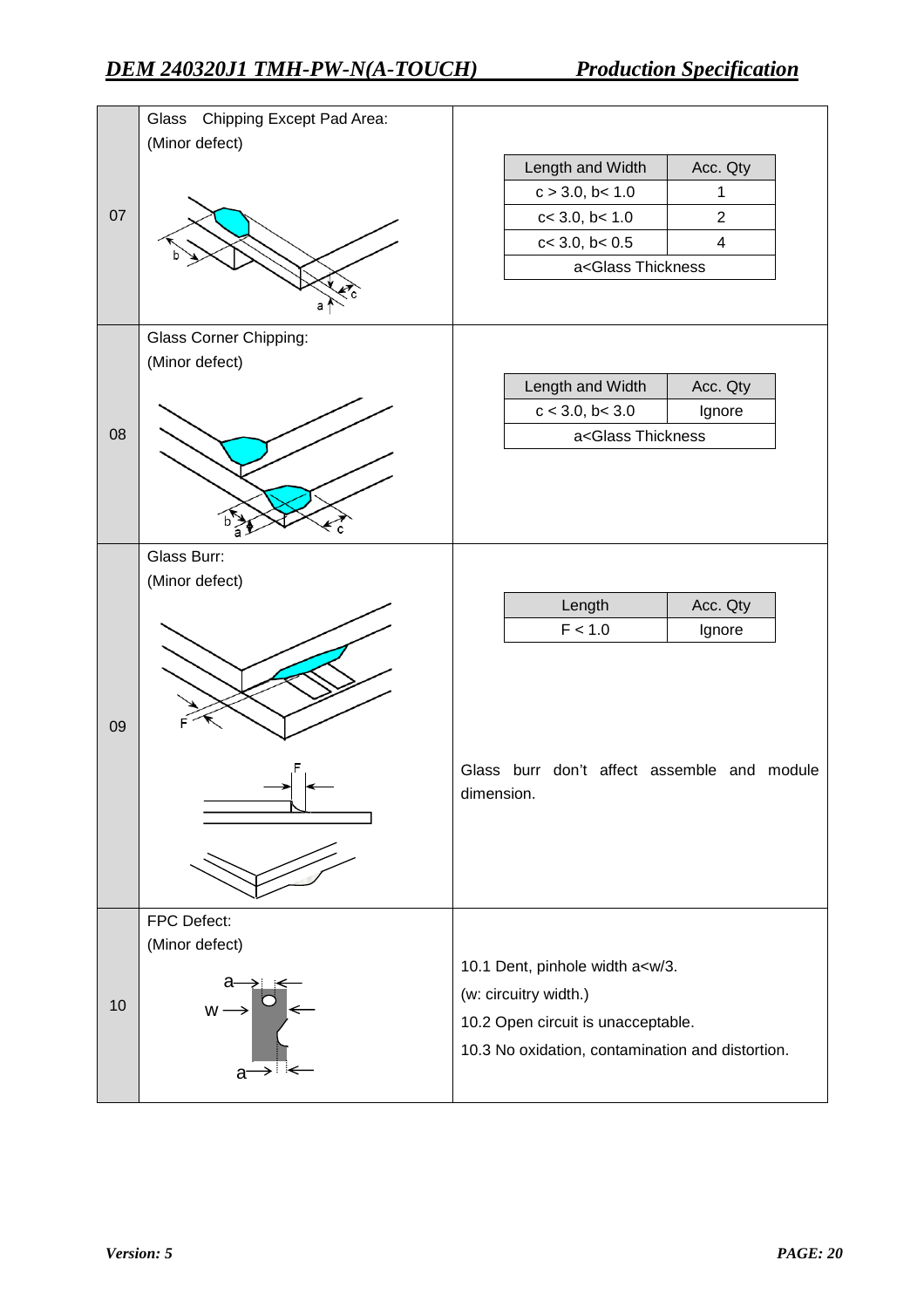| No. | Item | Criteria |
|---|---|---|
| 07 | Glass Chipping Except Pad Area: (Minor defect) | <table><tr><th>Length and Width</th><th>Acc. Qty</th></tr><tr><td>c > 3.0, b< 1.0</td><td>1</td></tr><tr><td>c< 3.0, b< 1.0</td><td>2</td></tr><tr><td>c< 3.0, b< 0.5</td><td>4</td></tr><tr><td colspan="2">a<Glass Thickness</td></tr></table> |
| 08 | Glass Corner Chipping: (Minor defect) | <table><tr><th>Length and Width</th><th>Acc. Qty</th></tr><tr><td>c < 3.0, b< 3.0</td><td>Ignore</td></tr><tr><td colspan="2">a<Glass Thickness</td></tr></table> |
| 09 | Glass Burr: (Minor defect) | <table><tr><th>Length</th><th>Acc. Qty</th></tr><tr><td>F < 1.0</td><td>Ignore</td></tr></table> Glass burr don't affect assemble and module dimension. |
| 10 | FPC Defect: (Minor defect) | 10.1 Dent, pinhole width a<w/3. (w: circuitry width.) 10.2 Open circuit is unacceptable. 10.3 No oxidation, contamination and distortion. |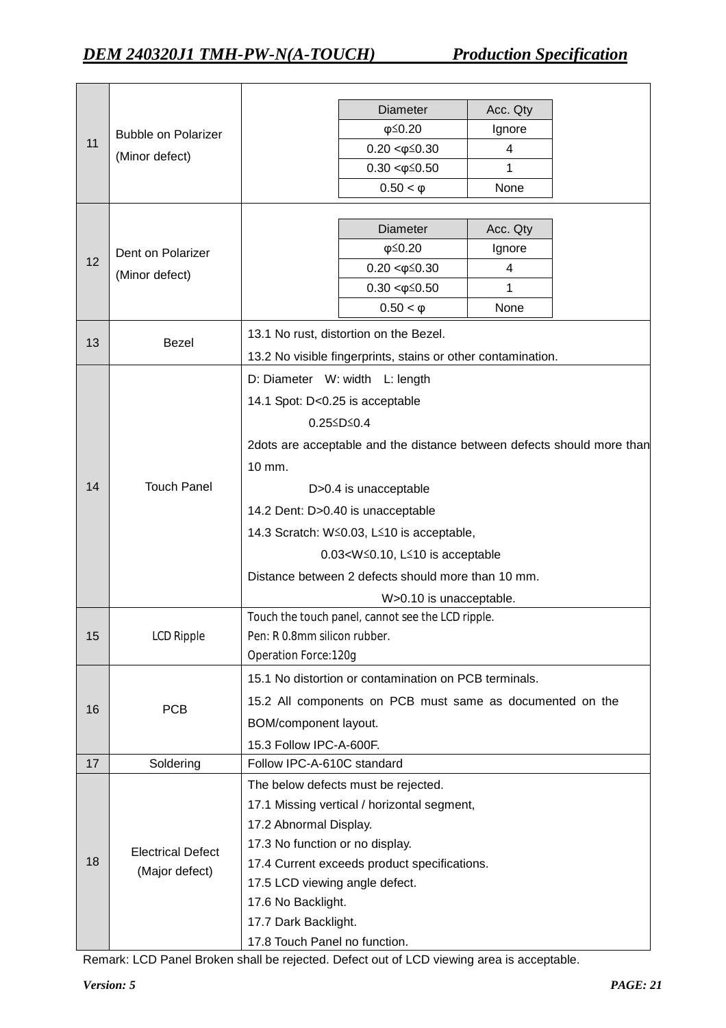<table>
<tr>
<td>11</td>
<td>Bubble on Polarizer<br>(Minor defect)</td>
<td>
<table>
<tr><th>Diameter</th><th>Acc. Qty</th></tr>
<tr><td>φ≤0.20</td><td>Ignore</td></tr>
<tr><td>0.20 &lt;φ≤0.30</td><td>4</td></tr>
<tr><td>0.30 &lt;φ≤0.50</td><td>1</td></tr>
<tr><td>0.50 &lt; φ</td><td>None</td></tr>
</table>
</td>
</tr>
<tr>
<td>12</td>
<td>Dent on Polarizer<br>(Minor defect)</td>
<td>
<table>
<tr><th>Diameter</th><th>Acc. Qty</th></tr>
<tr><td>φ≤0.20</td><td>Ignore</td></tr>
<tr><td>0.20 &lt;φ≤0.30</td><td>4</td></tr>
<tr><td>0.30 &lt;φ≤0.50</td><td>1</td></tr>
<tr><td>0.50 &lt; φ</td><td>None</td></tr>
</table>
</td>
</tr>
<tr>
<td>13</td>
<td>Bezel</td>
<td>13.1 No rust, distortion on the Bezel.<br>13.2 No visible fingerprints, stains or other contamination.</td>
</tr>
<tr>
<td>14</td>
<td>Touch Panel</td>
<td>D: Diameter W: width L: length<br>14.1 Spot: D&lt;0.25 is acceptable<br>0.25≤D≤0.4<br>2dots are acceptable and the distance between defects should more than 10 mm.<br>D&gt;0.4 is unacceptable<br>14.2 Dent: D&gt;0.40 is unacceptable<br>14.3 Scratch: W≤0.03, L≤10 is acceptable,<br>0.03&lt;W≤0.10, L≤10 is acceptable<br>Distance between 2 defects should more than 10 mm.<br>W&gt;0.10 is unacceptable.</td>
</tr>
<tr>
<td>15</td>
<td>LCD Ripple</td>
<td>Touch the touch panel, cannot see the LCD ripple.<br>Pen: R 0.8mm silicon rubber.<br>Operation Force:120g</td>
</tr>
<tr>
<td>16</td>
<td>PCB</td>
<td>15.1 No distortion or contamination on PCB terminals.<br>15.2 All components on PCB must same as documented on the BOM/component layout.<br>15.3 Follow IPC-A-600F.</td>
</tr>
<tr>
<td>17</td>
<td>Soldering</td>
<td>Follow IPC-A-610C standard</td>
</tr>
<tr>
<td>18</td>
<td>Electrical Defect<br>(Major defect)</td>
<td>The below defects must be rejected.<br>17.1 Missing vertical / horizontal segment,<br>17.2 Abnormal Display.<br>17.3 No function or no display.<br>17.4 Current exceeds product specifications.<br>17.5 LCD viewing angle defect.<br>17.6 No Backlight.<br>17.7 Dark Backlight.<br>17.8 Touch Panel no function.</td>
</tr>
</table>

Remark: LCD Panel Broken shall be rejected. Defect out of LCD viewing area is acceptable.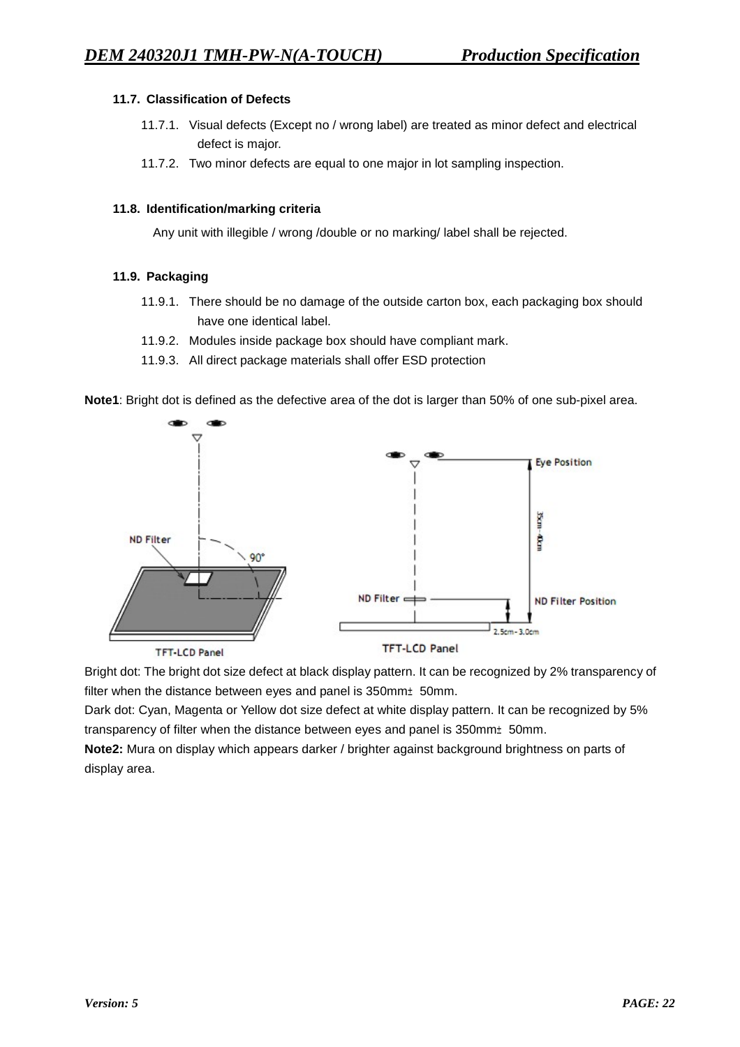### 11.7. Classification of Defects

11.7.1. Visual defects (Except no / wrong label) are treated as minor defect and electrical defect is major.

11.7.2. Two minor defects are equal to one major in lot sampling inspection.

### 11.8. Identification/marking criteria

Any unit with illegible / wrong /double or no marking/ label shall be rejected.

### 11.9. Packaging

11.9.1. There should be no damage of the outside carton box, each packaging box should have one identical label.

11.9.2. Modules inside package box should have compliant mark.

11.9.3. All direct package materials shall offer ESD protection

**Note1**: Bright dot is defined as the defective area of the dot is larger than 50% of one sub-pixel area.

ND Filter 90° TFT-LCD Panel

Eye Position 35cm~40cm ND Filter ND Filter Position 2.5cm - 3.0cm TFT-LCD Panel

Bright dot: The bright dot size defect at black display pattern. It can be recognized by 2% transparency of filter when the distance between eyes and panel is 350mm± 50mm.

Dark dot: Cyan, Magenta or Yellow dot size defect at white display pattern. It can be recognized by 5% transparency of filter when the distance between eyes and panel is 350mm± 50mm.

**Note2:** Mura on display which appears darker / brighter against background brightness on parts of display area.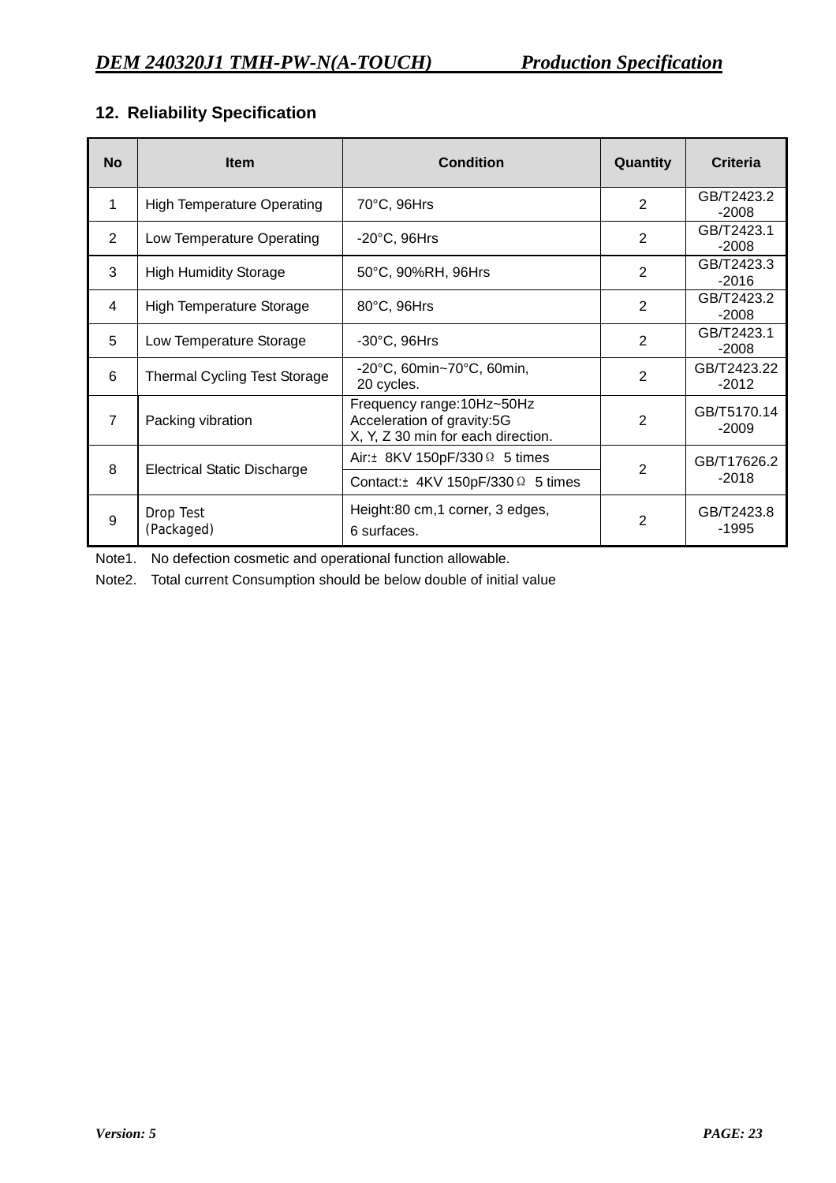## 12. Reliability Specification

| No | Item | Condition | Quantity | Criteria |
|---|---|---|---|---|
| 1 | High Temperature Operating | 70°C, 96Hrs | 2 | GB/T2423.2-2008 |
| 2 | Low Temperature Operating | -20°C, 96Hrs | 2 | GB/T2423.1-2008 |
| 3 | High Humidity Storage | 50°C, 90%RH, 96Hrs | 2 | GB/T2423.3-2016 |
| 4 | High Temperature Storage | 80°C, 96Hrs | 2 | GB/T2423.2-2008 |
| 5 | Low Temperature Storage | -30°C, 96Hrs | 2 | GB/T2423.1-2008 |
| 6 | Thermal Cycling Test Storage | -20°C, 60min~70°C, 60min, 20 cycles. | 2 | GB/T2423.22-2012 |
| 7 | Packing vibration | Frequency range:10Hz~50Hz<br>Acceleration of gravity:5G<br>X, Y, Z 30 min for each direction. | 2 | GB/T5170.14-2009 |
| 8 | Electrical Static Discharge | Air:± 8KV 150pF/330Ω 5 times<br>Contact:± 4KV 150pF/330Ω 5 times | 2 | GB/T17626.2-2018 |
| 9 | Drop Test (Packaged) | Height:80 cm,1 corner, 3 edges, 6 surfaces. | 2 | GB/T2423.8-1995 |

Note1. No defection cosmetic and operational function allowable.

Note2. Total current Consumption should be below double of initial value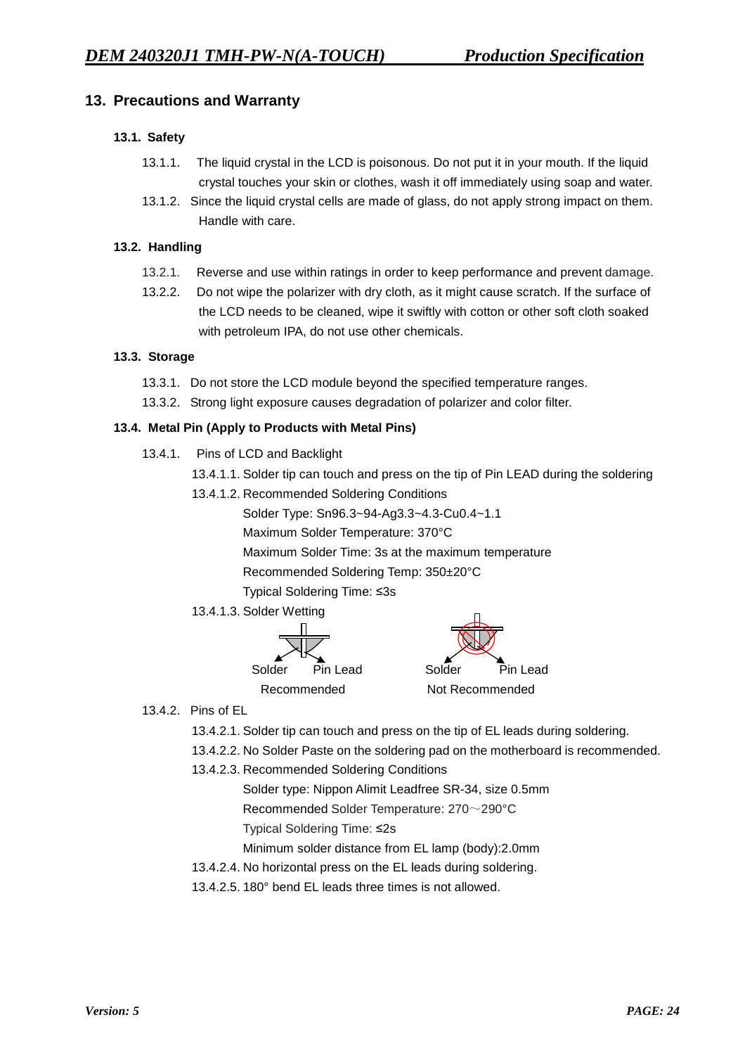## 13. Precautions and Warranty

### 13.1. Safety

13.1.1. The liquid crystal in the LCD is poisonous. Do not put it in your mouth. If the liquid crystal touches your skin or clothes, wash it off immediately using soap and water.

13.1.2. Since the liquid crystal cells are made of glass, do not apply strong impact on them. Handle with care.

### 13.2. Handling

13.2.1. Reverse and use within ratings in order to keep performance and prevent damage.

13.2.2. Do not wipe the polarizer with dry cloth, as it might cause scratch. If the surface of the LCD needs to be cleaned, wipe it swiftly with cotton or other soft cloth soaked with petroleum IPA, do not use other chemicals.

### 13.3. Storage

13.3.1. Do not store the LCD module beyond the specified temperature ranges.

13.3.2. Strong light exposure causes degradation of polarizer and color filter.

### 13.4. Metal Pin (Apply to Products with Metal Pins)

13.4.1. Pins of LCD and Backlight

13.4.1.1. Solder tip can touch and press on the tip of Pin LEAD during the soldering

13.4.1.2. Recommended Soldering Conditions

Solder Type: Sn96.3~94-Ag3.3~4.3-Cu0.4~1.1
Maximum Solder Temperature: 370°C
Maximum Solder Time: 3s at the maximum temperature
Recommended Soldering Temp: 350±20°C
Typical Soldering Time: ≤3s

13.4.1.3. Solder Wetting

Solder Pin Lead
Recommended

Solder Pin Lead
Not Recommended

13.4.2. Pins of EL

13.4.2.1. Solder tip can touch and press on the tip of EL leads during soldering.

13.4.2.2. No Solder Paste on the soldering pad on the motherboard is recommended.

13.4.2.3. Recommended Soldering Conditions

Solder type: Nippon Alimit Leadfree SR-34, size 0.5mm
Recommended Solder Temperature: 270～290°C
Typical Soldering Time: ≤2s
Minimum solder distance from EL lamp (body):2.0mm

13.4.2.4. No horizontal press on the EL leads during soldering.

13.4.2.5. 180° bend EL leads three times is not allowed.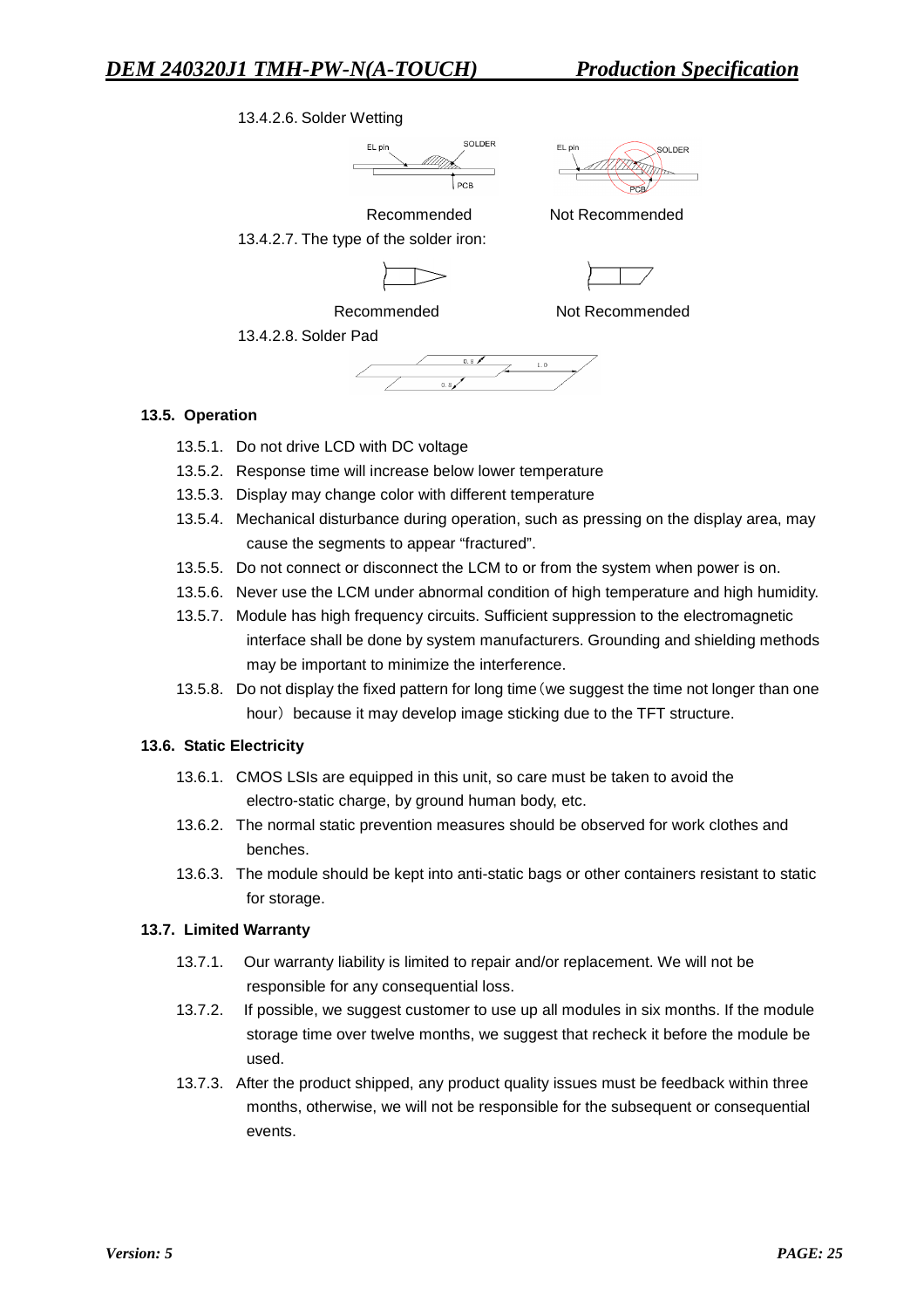13.4.2.6. Solder Wetting

Recommended Not Recommended

13.4.2.7. The type of the solder iron:

Recommended Not Recommended

13.4.2.8. Solder Pad

### 13.5. Operation

- 13.5.1. Do not drive LCD with DC voltage
- 13.5.2. Response time will increase below lower temperature
- 13.5.3. Display may change color with different temperature
- 13.5.4. Mechanical disturbance during operation, such as pressing on the display area, may cause the segments to appear "fractured".
- 13.5.5. Do not connect or disconnect the LCM to or from the system when power is on.
- 13.5.6. Never use the LCM under abnormal condition of high temperature and high humidity.
- 13.5.7. Module has high frequency circuits. Sufficient suppression to the electromagnetic interface shall be done by system manufacturers. Grounding and shielding methods may be important to minimize the interference.
- 13.5.8. Do not display the fixed pattern for long time（we suggest the time not longer than one hour）because it may develop image sticking due to the TFT structure.

### 13.6. Static Electricity

- 13.6.1. CMOS LSIs are equipped in this unit, so care must be taken to avoid the electro-static charge, by ground human body, etc.
- 13.6.2. The normal static prevention measures should be observed for work clothes and benches.
- 13.6.3. The module should be kept into anti-static bags or other containers resistant to static for storage.

### 13.7. Limited Warranty

- 13.7.1. Our warranty liability is limited to repair and/or replacement. We will not be responsible for any consequential loss.
- 13.7.2. If possible, we suggest customer to use up all modules in six months. If the module storage time over twelve months, we suggest that recheck it before the module be used.
- 13.7.3. After the product shipped, any product quality issues must be feedback within three months, otherwise, we will not be responsible for the subsequent or consequential events.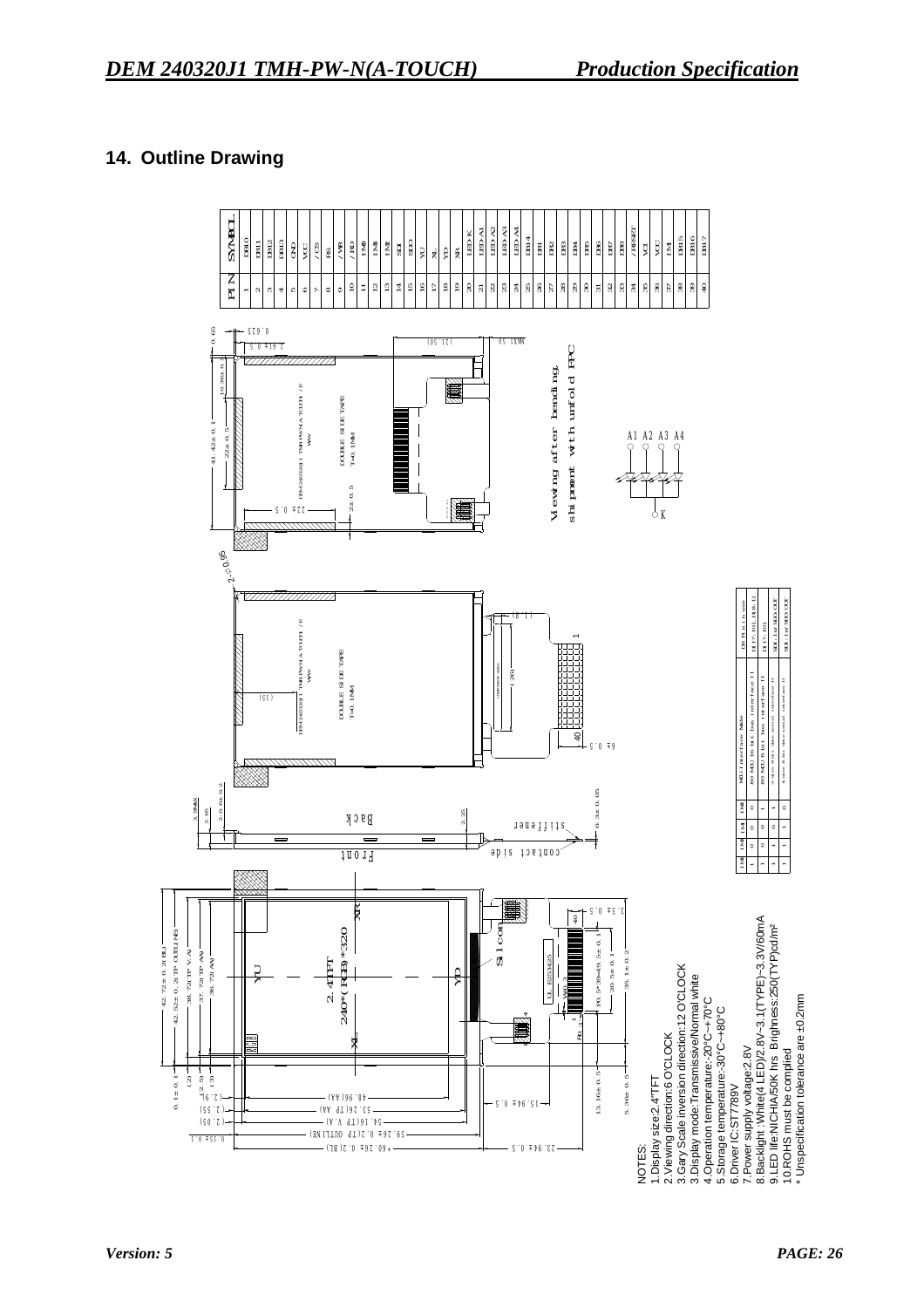## 14. Outline Drawing

| PIN | SYMBOL |
|---|---|
| 1 | DB10 |
| 2 | DB11 |
| 3 | DB12 |
| 4 | DB13 |
| 5 | GND |
| 6 | VCC |
| 7 | /CS |
| 8 | RS |
| 9 | /WR |
| 10 | /RD |
| 11 | IM0 |
| 12 | IM3 |
| 13 | IM2 |
| 14 | SDI |
| 15 | SDO |
| 16 | YU |
| 17 | XL |
| 18 | YD |
| 19 | XR |
| 20 | LED K |
| 21 | LED A1 |
| 22 | LED A2 |
| 23 | LED A3 |
| 24 | LED A4 |
| 25 | DB14 |
| 26 | DB1 |
| 27 | DB2 |
| 28 | DB3 |
| 29 | DB4 |
| 30 | DB5 |
| 31 | DB6 |
| 32 | DB7 |
| 33 | DB8 |
| 34 | /RESET |
| 35 | VCI |
| 36 | VCC |
| 37 | IM1 |
| 38 | DB15 |
| 39 | DB16 |
| 40 | DB17 |

| IM3 | IM2 | IM1 | IM0 | MCU Interface Mode | DB Pin in use |
|---|---|---|---|---|---|
| 1 | 0 | 0 | 0 | 80 MCU 16 bit bus interface II | DB[17:10], DB[8:1] |
| 1 | 0 | 0 | 1 | 80 MCU 8 bit bus interface II | DB[17:10] |
| 1 | 1 | 0 | 1 | 3-wire 9 bit data serial interface II | SDI / SDA, SDO |
| 1 | 1 | 1 | 0 | 4-wire 8 bit data serial interface II | SDI / SDA, SDO |

Viewing after bending,
shipment with unfold FPC

A1 A2 A3 A4
K

2.4"TFT
240*(RGB)*320

Front
Back
contact side
stiffener

DOUBLE SIDE TAPE
T=0.1MM

NOTES:
1.Display size:2.4"TFT
2.Viewing direction:6 O'CLOCK
3.Gary Scale inversion direction:12 O'CLOCK
3.Display mode:Transmissive/Normal white
4.Operation temperature:-20°C~+70°C
5.Storage temperature:-30°C~+80°C
6.Driver IC:ST7789V
7.Power supply voltage:2.8V
8.Backlight :White(4 LED)/2.8V~3.1(TYPE)~3.3V/60mA
9.LED life:NICHIA/50K hrs Brighness:250(TYP)cd/m²
10.ROHS must be complied
* Unspecification tolerance are ±0.2mm